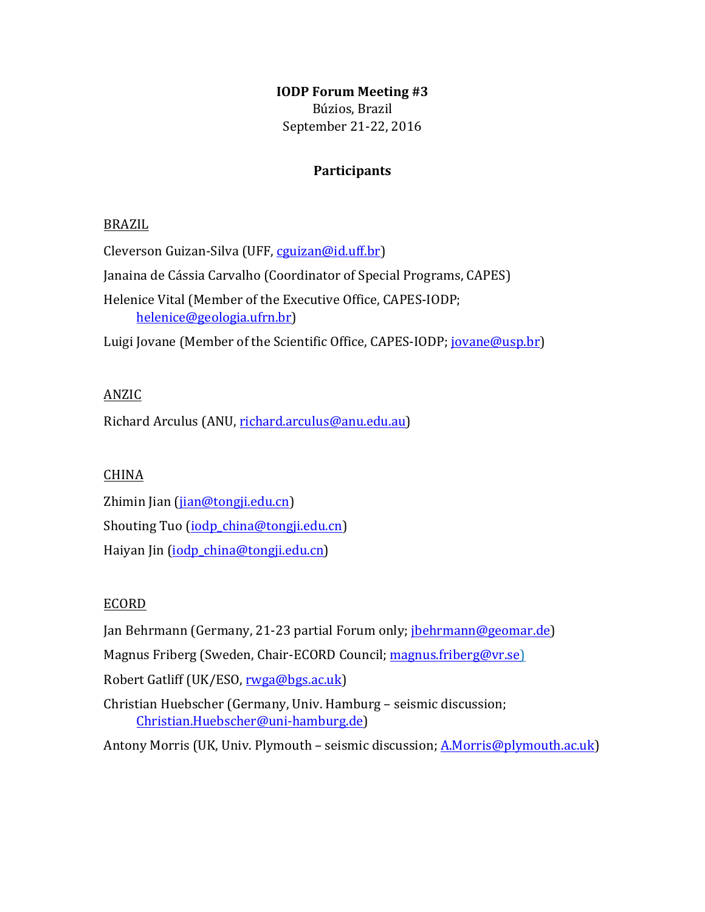**IODP Forum Meeting #3**
Búzios, Brazil
September 21-22, 2016

**Participants**

BRAZIL

Cleverson Guizan-Silva (UFF, cguizan@id.uff.br)

Janaina de Cássia Carvalho (Coordinator of Special Programs, CAPES)

Helenice Vital (Member of the Executive Office, CAPES-IODP; helenice@geologia.ufrn.br)

Luigi Jovane (Member of the Scientific Office, CAPES-IODP; jovane@usp.br)

ANZIC

Richard Arculus (ANU, richard.arculus@anu.edu.au)

CHINA

Zhimin Jian (jian@tongji.edu.cn)

Shouting Tuo (iodp_china@tongji.edu.cn)

Haiyan Jin (iodp_china@tongji.edu.cn)

ECORD

Jan Behrmann (Germany, 21-23 partial Forum only; jbehrmann@geomar.de)

Magnus Friberg (Sweden, Chair-ECORD Council; magnus.friberg@vr.se)

Robert Gatliff (UK/ESO, rwga@bgs.ac.uk)

Christian Huebscher (Germany, Univ. Hamburg – seismic discussion; Christian.Huebscher@uni-hamburg.de)

Antony Morris (UK, Univ. Plymouth – seismic discussion; A.Morris@plymouth.ac.uk)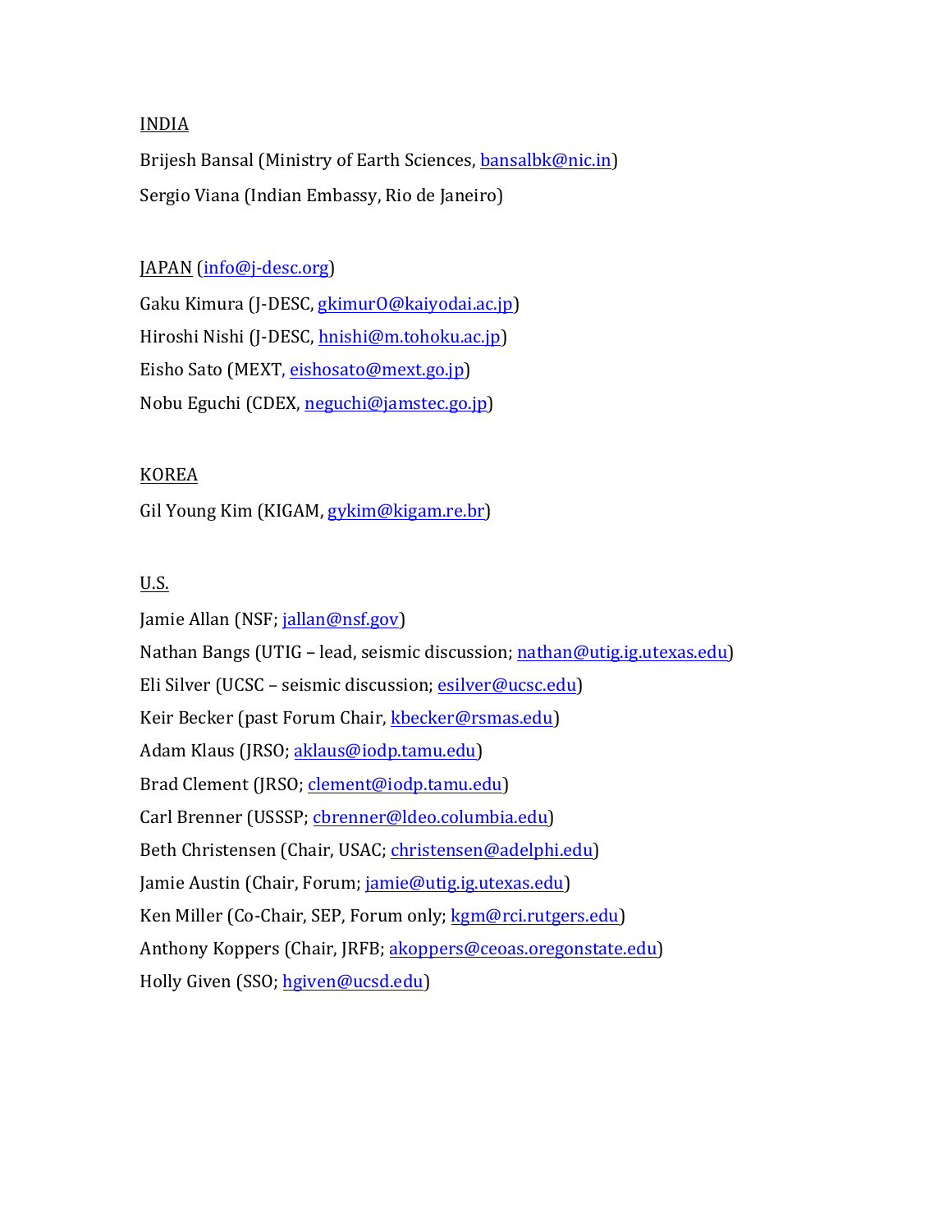INDIA

Brijesh Bansal (Ministry of Earth Sciences, bansalbk@nic.in)

Sergio Viana (Indian Embassy, Rio de Janeiro)

JAPAN (info@j-desc.org)

Gaku Kimura (J-DESC, gkimur0@kaiyodai.ac.jp)

Hiroshi Nishi (J-DESC, hnishi@m.tohoku.ac.jp)

Eisho Sato (MEXT, eishosato@mext.go.jp)

Nobu Eguchi (CDEX, neguchi@jamstec.go.jp)

KOREA

Gil Young Kim (KIGAM, gykim@kigam.re.br)

U.S.

Jamie Allan (NSF; jallan@nsf.gov)

Nathan Bangs (UTIG – lead, seismic discussion; nathan@utig.ig.utexas.edu)

Eli Silver (UCSC – seismic discussion; esilver@ucsc.edu)

Keir Becker (past Forum Chair, kbecker@rsmas.edu)

Adam Klaus (JRSO; aklaus@iodp.tamu.edu)

Brad Clement (JRSO; clement@iodp.tamu.edu)

Carl Brenner (USSSP; cbrenner@ldeo.columbia.edu)

Beth Christensen (Chair, USAC; christensen@adelphi.edu)

Jamie Austin (Chair, Forum; jamie@utig.ig.utexas.edu)

Ken Miller (Co-Chair, SEP, Forum only; kgm@rci.rutgers.edu)

Anthony Koppers (Chair, JRFB; akoppers@ceoas.oregonstate.edu)

Holly Given (SSO; hgiven@ucsd.edu)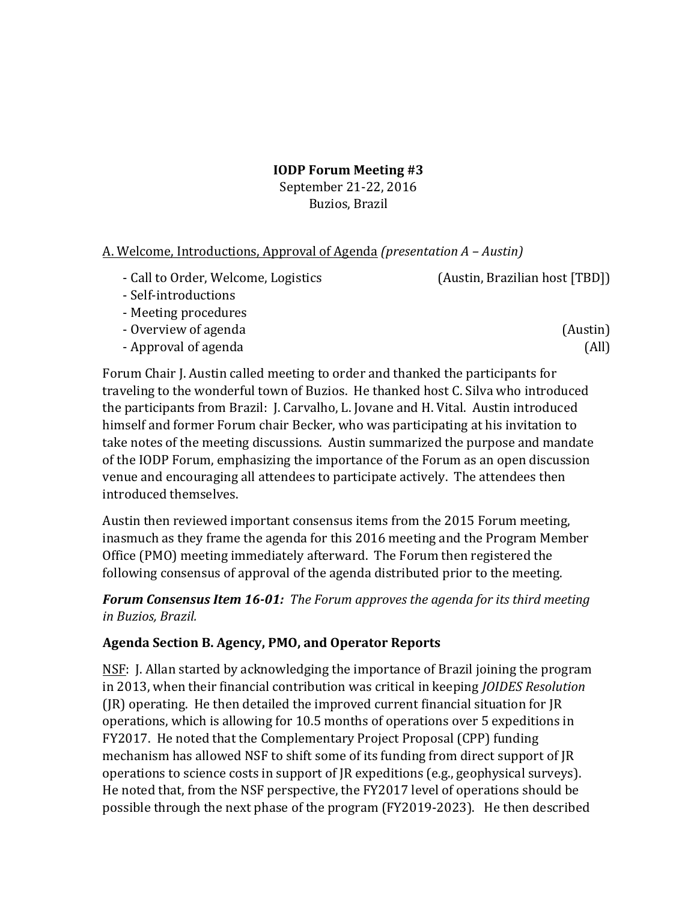**IODP Forum Meeting #3**
September 21-22, 2016
Buzios, Brazil

A. Welcome, Introductions, Approval of Agenda *(presentation A – Austin)*

- Call to Order, Welcome, Logistics (Austin, Brazilian host [TBD])
- Self-introductions
- Meeting procedures
- Overview of agenda (Austin)
- Approval of agenda (All)

Forum Chair J. Austin called meeting to order and thanked the participants for traveling to the wonderful town of Buzios. He thanked host C. Silva who introduced the participants from Brazil: J. Carvalho, L. Jovane and H. Vital. Austin introduced himself and former Forum chair Becker, who was participating at his invitation to take notes of the meeting discussions. Austin summarized the purpose and mandate of the IODP Forum, emphasizing the importance of the Forum as an open discussion venue and encouraging all attendees to participate actively. The attendees then introduced themselves.

Austin then reviewed important consensus items from the 2015 Forum meeting, inasmuch as they frame the agenda for this 2016 meeting and the Program Member Office (PMO) meeting immediately afterward. The Forum then registered the following consensus of approval of the agenda distributed prior to the meeting.

***Forum Consensus Item 16-01:*** *The Forum approves the agenda for its third meeting in Buzios, Brazil.*

**Agenda Section B. Agency, PMO, and Operator Reports**

NSF: J. Allan started by acknowledging the importance of Brazil joining the program in 2013, when their financial contribution was critical in keeping *JOIDES Resolution* (JR) operating. He then detailed the improved current financial situation for JR operations, which is allowing for 10.5 months of operations over 5 expeditions in FY2017. He noted that the Complementary Project Proposal (CPP) funding mechanism has allowed NSF to shift some of its funding from direct support of JR operations to science costs in support of JR expeditions (e.g., geophysical surveys). He noted that, from the NSF perspective, the FY2017 level of operations should be possible through the next phase of the program (FY2019-2023). He then described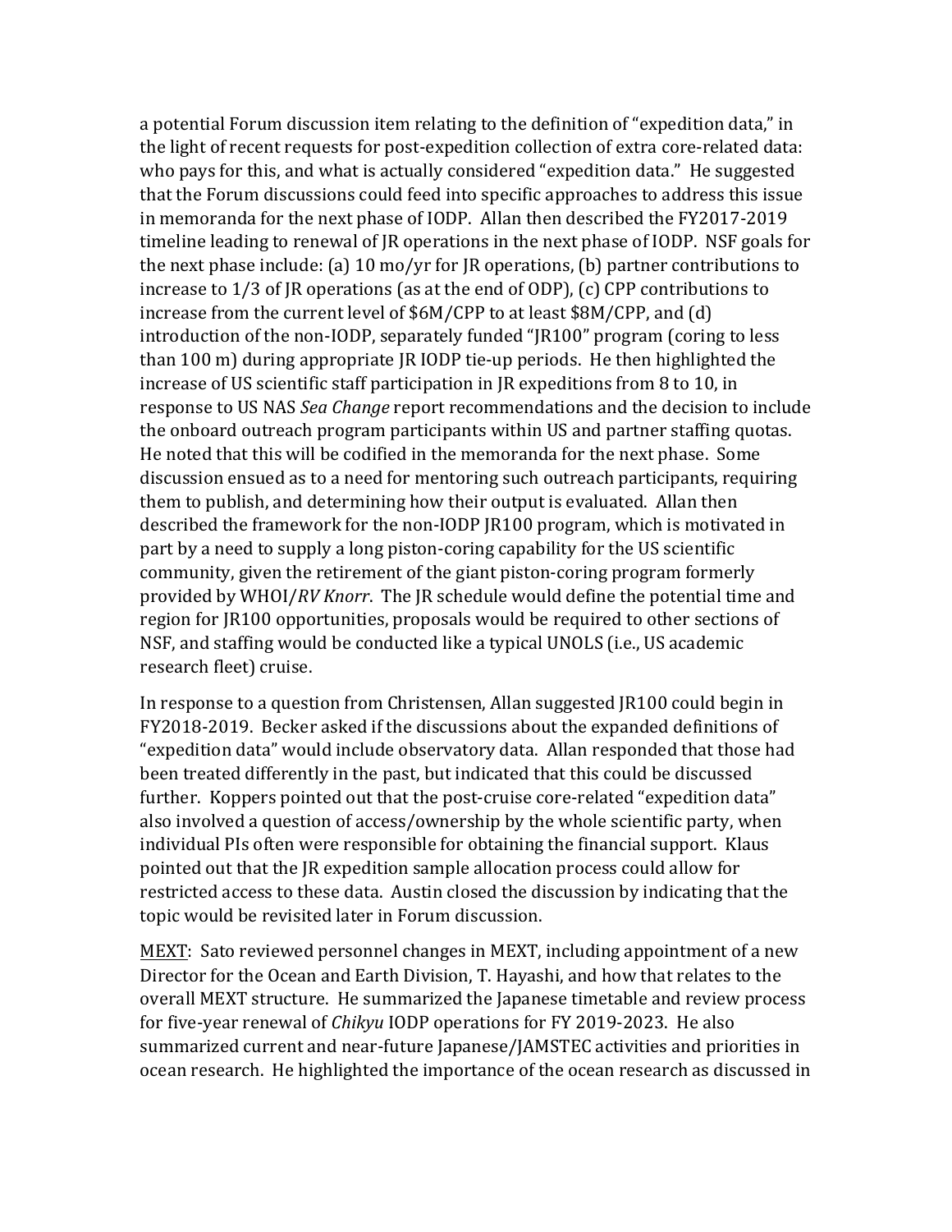a potential Forum discussion item relating to the definition of "expedition data," in the light of recent requests for post-expedition collection of extra core-related data: who pays for this, and what is actually considered "expedition data." He suggested that the Forum discussions could feed into specific approaches to address this issue in memoranda for the next phase of IODP. Allan then described the FY2017-2019 timeline leading to renewal of JR operations in the next phase of IODP. NSF goals for the next phase include: (a) 10 mo/yr for JR operations, (b) partner contributions to increase to 1/3 of JR operations (as at the end of ODP), (c) CPP contributions to increase from the current level of $6M/CPP to at least $8M/CPP, and (d) introduction of the non-IODP, separately funded "JR100" program (coring to less than 100 m) during appropriate JR IODP tie-up periods. He then highlighted the increase of US scientific staff participation in JR expeditions from 8 to 10, in response to US NAS *Sea Change* report recommendations and the decision to include the onboard outreach program participants within US and partner staffing quotas. He noted that this will be codified in the memoranda for the next phase. Some discussion ensued as to a need for mentoring such outreach participants, requiring them to publish, and determining how their output is evaluated. Allan then described the framework for the non-IODP JR100 program, which is motivated in part by a need to supply a long piston-coring capability for the US scientific community, given the retirement of the giant piston-coring program formerly provided by WHOI/*RV Knorr*. The JR schedule would define the potential time and region for JR100 opportunities, proposals would be required to other sections of NSF, and staffing would be conducted like a typical UNOLS (i.e., US academic research fleet) cruise.

In response to a question from Christensen, Allan suggested JR100 could begin in FY2018-2019. Becker asked if the discussions about the expanded definitions of "expedition data" would include observatory data. Allan responded that those had been treated differently in the past, but indicated that this could be discussed further. Koppers pointed out that the post-cruise core-related "expedition data" also involved a question of access/ownership by the whole scientific party, when individual PIs often were responsible for obtaining the financial support. Klaus pointed out that the JR expedition sample allocation process could allow for restricted access to these data. Austin closed the discussion by indicating that the topic would be revisited later in Forum discussion.

<u>MEXT</u>: Sato reviewed personnel changes in MEXT, including appointment of a new Director for the Ocean and Earth Division, T. Hayashi, and how that relates to the overall MEXT structure. He summarized the Japanese timetable and review process for five-year renewal of *Chikyu* IODP operations for FY 2019-2023. He also summarized current and near-future Japanese/JAMSTEC activities and priorities in ocean research. He highlighted the importance of the ocean research as discussed in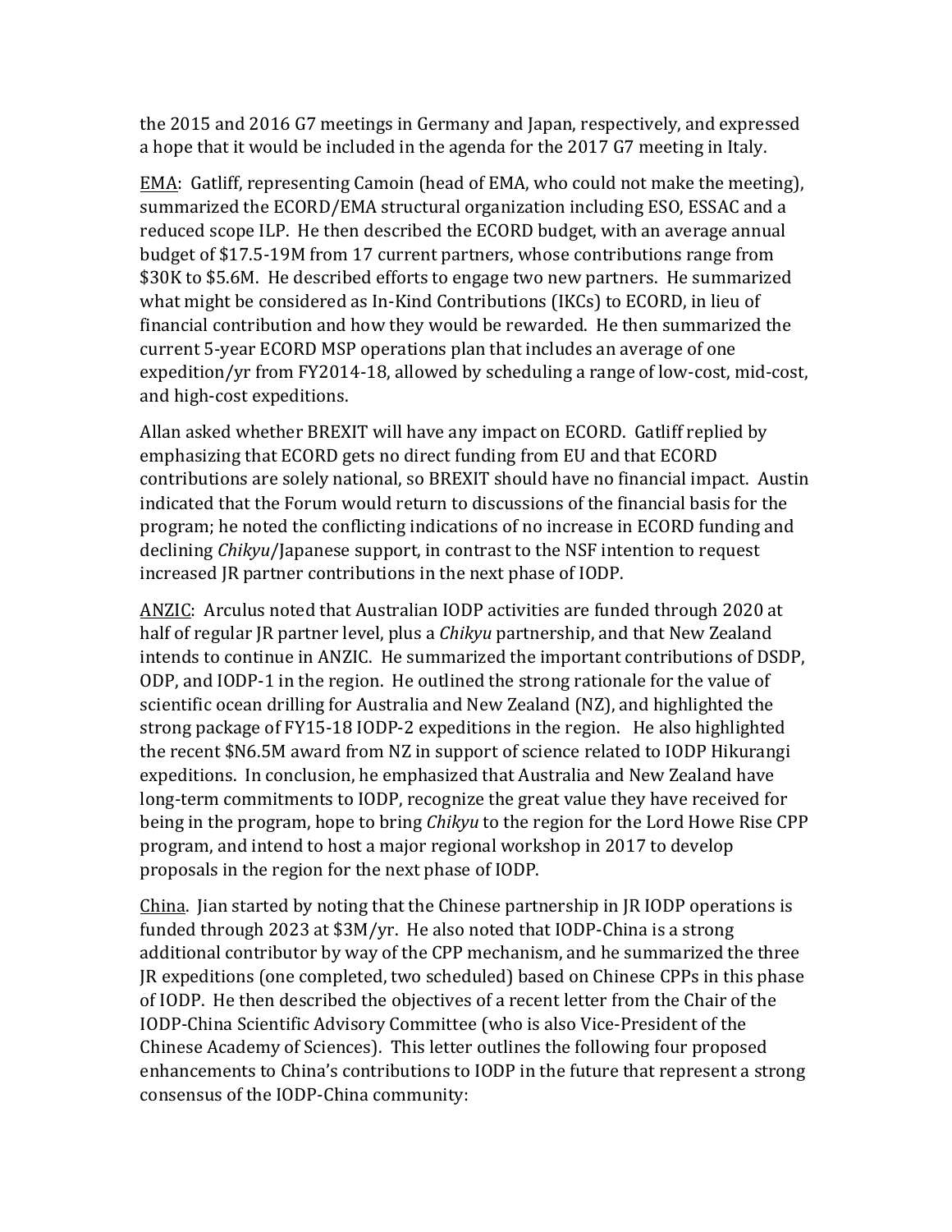the 2015 and 2016 G7 meetings in Germany and Japan, respectively, and expressed a hope that it would be included in the agenda for the 2017 G7 meeting in Italy.

<u>EMA</u>: Gatliff, representing Camoin (head of EMA, who could not make the meeting), summarized the ECORD/EMA structural organization including ESO, ESSAC and a reduced scope ILP. He then described the ECORD budget, with an average annual budget of $17.5-19M from 17 current partners, whose contributions range from $30K to $5.6M. He described efforts to engage two new partners. He summarized what might be considered as In-Kind Contributions (IKCs) to ECORD, in lieu of financial contribution and how they would be rewarded. He then summarized the current 5-year ECORD MSP operations plan that includes an average of one expedition/yr from FY2014-18, allowed by scheduling a range of low-cost, mid-cost, and high-cost expeditions.

Allan asked whether BREXIT will have any impact on ECORD. Gatliff replied by emphasizing that ECORD gets no direct funding from EU and that ECORD contributions are solely national, so BREXIT should have no financial impact. Austin indicated that the Forum would return to discussions of the financial basis for the program; he noted the conflicting indications of no increase in ECORD funding and declining *Chikyu*/Japanese support, in contrast to the NSF intention to request increased JR partner contributions in the next phase of IODP.

<u>ANZIC</u>: Arculus noted that Australian IODP activities are funded through 2020 at half of regular JR partner level, plus a *Chikyu* partnership, and that New Zealand intends to continue in ANZIC. He summarized the important contributions of DSDP, ODP, and IODP-1 in the region. He outlined the strong rationale for the value of scientific ocean drilling for Australia and New Zealand (NZ), and highlighted the strong package of FY15-18 IODP-2 expeditions in the region. He also highlighted the recent $N6.5M award from NZ in support of science related to IODP Hikurangi expeditions. In conclusion, he emphasized that Australia and New Zealand have long-term commitments to IODP, recognize the great value they have received for being in the program, hope to bring *Chikyu* to the region for the Lord Howe Rise CPP program, and intend to host a major regional workshop in 2017 to develop proposals in the region for the next phase of IODP.

<u>China</u>. Jian started by noting that the Chinese partnership in JR IODP operations is funded through 2023 at $3M/yr. He also noted that IODP-China is a strong additional contributor by way of the CPP mechanism, and he summarized the three JR expeditions (one completed, two scheduled) based on Chinese CPPs in this phase of IODP. He then described the objectives of a recent letter from the Chair of the IODP-China Scientific Advisory Committee (who is also Vice-President of the Chinese Academy of Sciences). This letter outlines the following four proposed enhancements to China's contributions to IODP in the future that represent a strong consensus of the IODP-China community: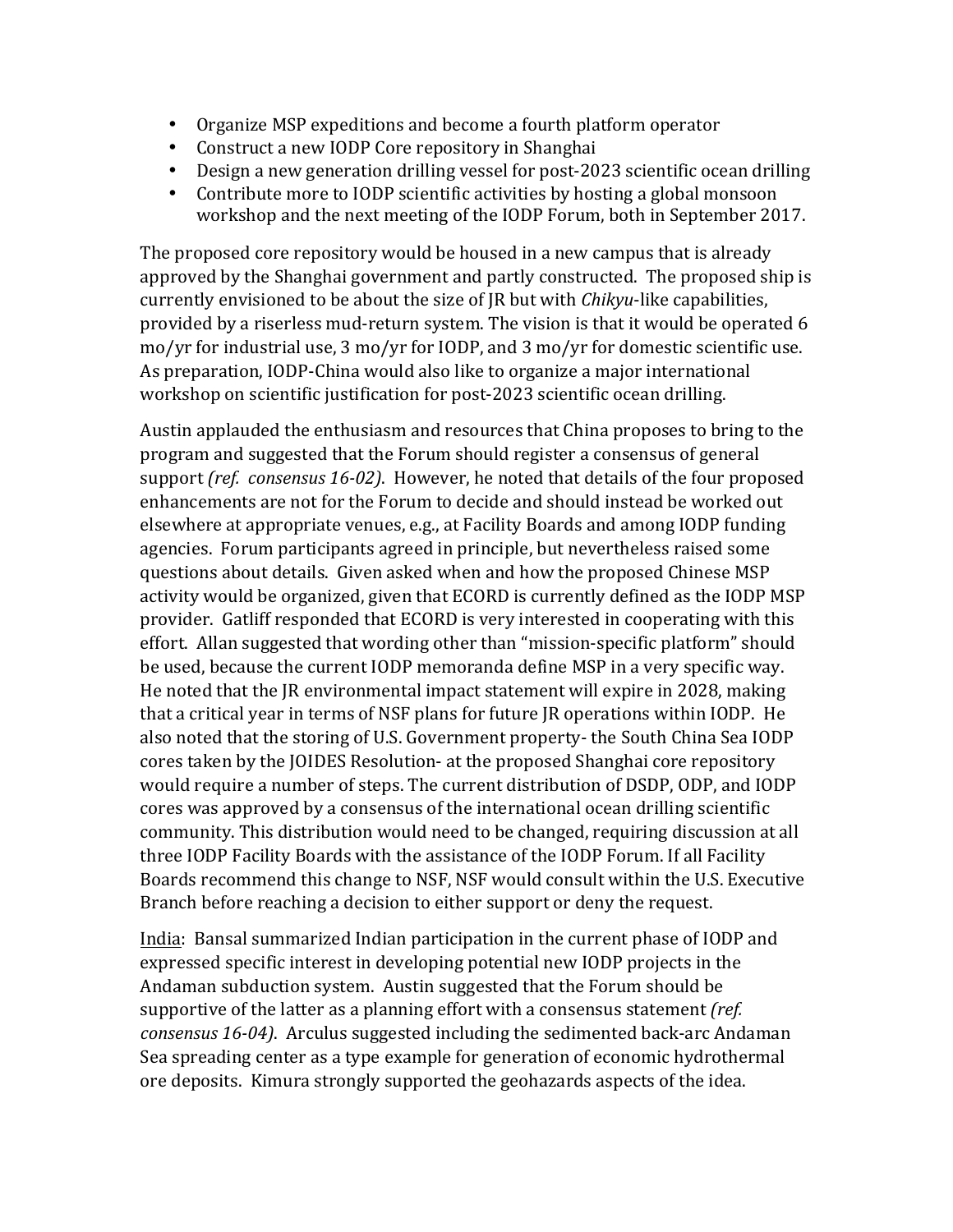- Organize MSP expeditions and become a fourth platform operator
- Construct a new IODP Core repository in Shanghai
- Design a new generation drilling vessel for post-2023 scientific ocean drilling
- Contribute more to IODP scientific activities by hosting a global monsoon workshop and the next meeting of the IODP Forum, both in September 2017.

The proposed core repository would be housed in a new campus that is already approved by the Shanghai government and partly constructed. The proposed ship is currently envisioned to be about the size of JR but with *Chikyu*-like capabilities, provided by a riserless mud-return system. The vision is that it would be operated 6 mo/yr for industrial use, 3 mo/yr for IODP, and 3 mo/yr for domestic scientific use. As preparation, IODP-China would also like to organize a major international workshop on scientific justification for post-2023 scientific ocean drilling.

Austin applauded the enthusiasm and resources that China proposes to bring to the program and suggested that the Forum should register a consensus of general support *(ref. consensus 16-02)*. However, he noted that details of the four proposed enhancements are not for the Forum to decide and should instead be worked out elsewhere at appropriate venues, e.g., at Facility Boards and among IODP funding agencies. Forum participants agreed in principle, but nevertheless raised some questions about details. Given asked when and how the proposed Chinese MSP activity would be organized, given that ECORD is currently defined as the IODP MSP provider. Gatliff responded that ECORD is very interested in cooperating with this effort. Allan suggested that wording other than "mission-specific platform" should be used, because the current IODP memoranda define MSP in a very specific way. He noted that the JR environmental impact statement will expire in 2028, making that a critical year in terms of NSF plans for future JR operations within IODP. He also noted that the storing of U.S. Government property- the South China Sea IODP cores taken by the JOIDES Resolution- at the proposed Shanghai core repository would require a number of steps. The current distribution of DSDP, ODP, and IODP cores was approved by a consensus of the international ocean drilling scientific community. This distribution would need to be changed, requiring discussion at all three IODP Facility Boards with the assistance of the IODP Forum. If all Facility Boards recommend this change to NSF, NSF would consult within the U.S. Executive Branch before reaching a decision to either support or deny the request.

India: Bansal summarized Indian participation in the current phase of IODP and expressed specific interest in developing potential new IODP projects in the Andaman subduction system. Austin suggested that the Forum should be supportive of the latter as a planning effort with a consensus statement *(ref. consensus 16-04)*. Arculus suggested including the sedimented back-arc Andaman Sea spreading center as a type example for generation of economic hydrothermal ore deposits. Kimura strongly supported the geohazards aspects of the idea.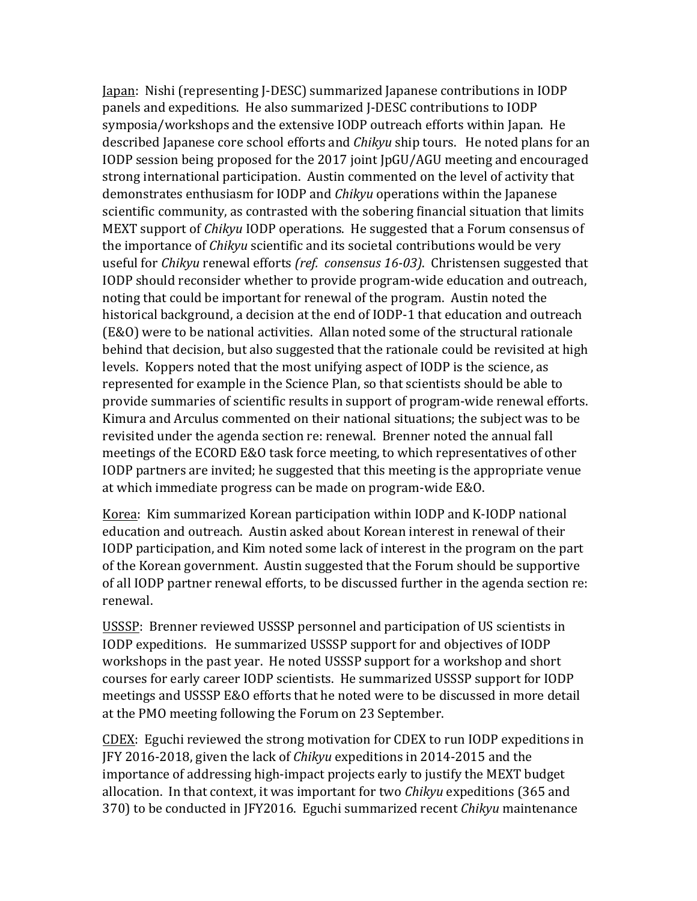Japan: Nishi (representing J-DESC) summarized Japanese contributions in IODP panels and expeditions. He also summarized J-DESC contributions to IODP symposia/workshops and the extensive IODP outreach efforts within Japan. He described Japanese core school efforts and *Chikyu* ship tours. He noted plans for an IODP session being proposed for the 2017 joint JpGU/AGU meeting and encouraged strong international participation. Austin commented on the level of activity that demonstrates enthusiasm for IODP and *Chikyu* operations within the Japanese scientific community, as contrasted with the sobering financial situation that limits MEXT support of *Chikyu* IODP operations. He suggested that a Forum consensus of the importance of *Chikyu* scientific and its societal contributions would be very useful for *Chikyu* renewal efforts *(ref. consensus 16-03)*. Christensen suggested that IODP should reconsider whether to provide program-wide education and outreach, noting that could be important for renewal of the program. Austin noted the historical background, a decision at the end of IODP-1 that education and outreach (E&O) were to be national activities. Allan noted some of the structural rationale behind that decision, but also suggested that the rationale could be revisited at high levels. Koppers noted that the most unifying aspect of IODP is the science, as represented for example in the Science Plan, so that scientists should be able to provide summaries of scientific results in support of program-wide renewal efforts. Kimura and Arculus commented on their national situations; the subject was to be revisited under the agenda section re: renewal. Brenner noted the annual fall meetings of the ECORD E&O task force meeting, to which representatives of other IODP partners are invited; he suggested that this meeting is the appropriate venue at which immediate progress can be made on program-wide E&O.

Korea: Kim summarized Korean participation within IODP and K-IODP national education and outreach. Austin asked about Korean interest in renewal of their IODP participation, and Kim noted some lack of interest in the program on the part of the Korean government. Austin suggested that the Forum should be supportive of all IODP partner renewal efforts, to be discussed further in the agenda section re: renewal.

USSSP: Brenner reviewed USSSP personnel and participation of US scientists in IODP expeditions. He summarized USSSP support for and objectives of IODP workshops in the past year. He noted USSSP support for a workshop and short courses for early career IODP scientists. He summarized USSSP support for IODP meetings and USSSP E&O efforts that he noted were to be discussed in more detail at the PMO meeting following the Forum on 23 September.

CDEX: Eguchi reviewed the strong motivation for CDEX to run IODP expeditions in JFY 2016-2018, given the lack of *Chikyu* expeditions in 2014-2015 and the importance of addressing high-impact projects early to justify the MEXT budget allocation. In that context, it was important for two *Chikyu* expeditions (365 and 370) to be conducted in JFY2016. Eguchi summarized recent *Chikyu* maintenance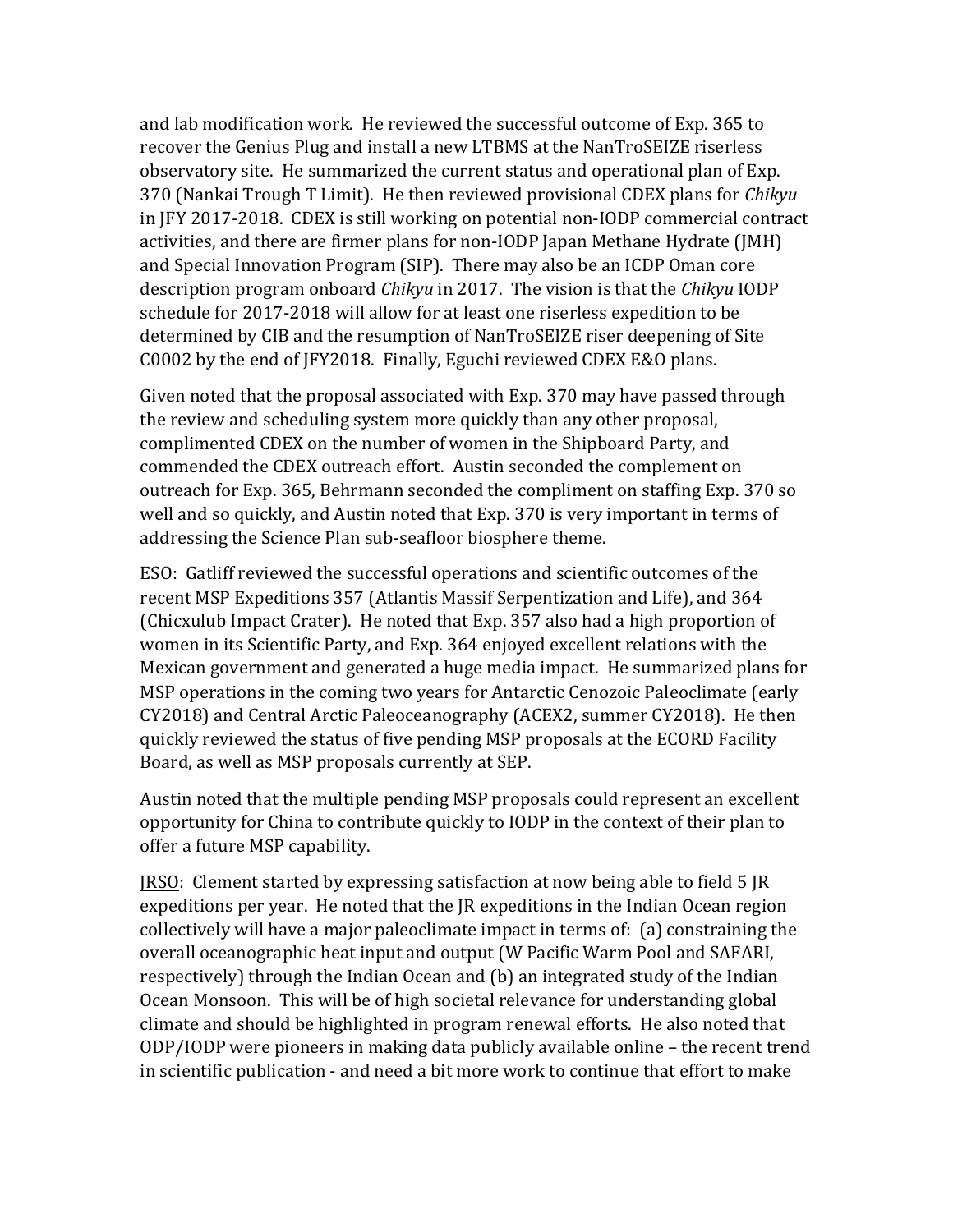and lab modification work. He reviewed the successful outcome of Exp. 365 to recover the Genius Plug and install a new LTBMS at the NanTroSEIZE riserless observatory site. He summarized the current status and operational plan of Exp. 370 (Nankai Trough T Limit). He then reviewed provisional CDEX plans for *Chikyu* in JFY 2017-2018. CDEX is still working on potential non-IODP commercial contract activities, and there are firmer plans for non-IODP Japan Methane Hydrate (JMH) and Special Innovation Program (SIP). There may also be an ICDP Oman core description program onboard *Chikyu* in 2017. The vision is that the *Chikyu* IODP schedule for 2017-2018 will allow for at least one riserless expedition to be determined by CIB and the resumption of NanTroSEIZE riser deepening of Site C0002 by the end of JFY2018. Finally, Eguchi reviewed CDEX E&O plans.

Given noted that the proposal associated with Exp. 370 may have passed through the review and scheduling system more quickly than any other proposal, complimented CDEX on the number of women in the Shipboard Party, and commended the CDEX outreach effort. Austin seconded the complement on outreach for Exp. 365, Behrmann seconded the compliment on staffing Exp. 370 so well and so quickly, and Austin noted that Exp. 370 is very important in terms of addressing the Science Plan sub-seafloor biosphere theme.

<u>ESO</u>: Gatliff reviewed the successful operations and scientific outcomes of the recent MSP Expeditions 357 (Atlantis Massif Serpentization and Life), and 364 (Chicxulub Impact Crater). He noted that Exp. 357 also had a high proportion of women in its Scientific Party, and Exp. 364 enjoyed excellent relations with the Mexican government and generated a huge media impact. He summarized plans for MSP operations in the coming two years for Antarctic Cenozoic Paleoclimate (early CY2018) and Central Arctic Paleoceanography (ACEX2, summer CY2018). He then quickly reviewed the status of five pending MSP proposals at the ECORD Facility Board, as well as MSP proposals currently at SEP.

Austin noted that the multiple pending MSP proposals could represent an excellent opportunity for China to contribute quickly to IODP in the context of their plan to offer a future MSP capability.

<u>JRSO</u>: Clement started by expressing satisfaction at now being able to field 5 JR expeditions per year. He noted that the JR expeditions in the Indian Ocean region collectively will have a major paleoclimate impact in terms of: (a) constraining the overall oceanographic heat input and output (W Pacific Warm Pool and SAFARI, respectively) through the Indian Ocean and (b) an integrated study of the Indian Ocean Monsoon. This will be of high societal relevance for understanding global climate and should be highlighted in program renewal efforts. He also noted that ODP/IODP were pioneers in making data publicly available online – the recent trend in scientific publication - and need a bit more work to continue that effort to make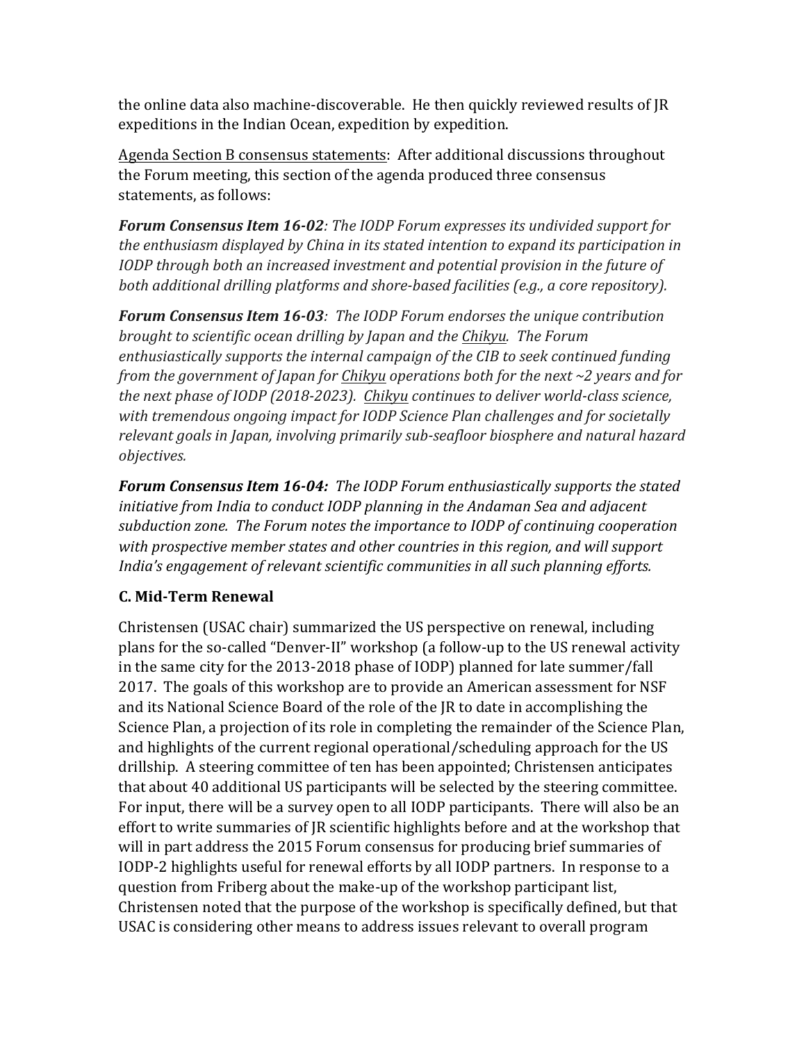the online data also machine-discoverable. He then quickly reviewed results of JR expeditions in the Indian Ocean, expedition by expedition.

Agenda Section B consensus statements: After additional discussions throughout the Forum meeting, this section of the agenda produced three consensus statements, as follows:

***Forum Consensus Item 16-02****: The IODP Forum expresses its undivided support for the enthusiasm displayed by China in its stated intention to expand its participation in IODP through both an increased investment and potential provision in the future of both additional drilling platforms and shore-based facilities (e.g., a core repository).*

***Forum Consensus Item 16-03****: The IODP Forum endorses the unique contribution brought to scientific ocean drilling by Japan and the Chikyu. The Forum enthusiastically supports the internal campaign of the CIB to seek continued funding from the government of Japan for Chikyu operations both for the next ~2 years and for the next phase of IODP (2018-2023). Chikyu continues to deliver world-class science, with tremendous ongoing impact for IODP Science Plan challenges and for societally relevant goals in Japan, involving primarily sub-seafloor biosphere and natural hazard objectives.*

***Forum Consensus Item 16-04:*** *The IODP Forum enthusiastically supports the stated initiative from India to conduct IODP planning in the Andaman Sea and adjacent subduction zone. The Forum notes the importance to IODP of continuing cooperation with prospective member states and other countries in this region, and will support India's engagement of relevant scientific communities in all such planning efforts.*

### C. Mid-Term Renewal

Christensen (USAC chair) summarized the US perspective on renewal, including plans for the so-called "Denver-II" workshop (a follow-up to the US renewal activity in the same city for the 2013-2018 phase of IODP) planned for late summer/fall 2017. The goals of this workshop are to provide an American assessment for NSF and its National Science Board of the role of the JR to date in accomplishing the Science Plan, a projection of its role in completing the remainder of the Science Plan, and highlights of the current regional operational/scheduling approach for the US drillship. A steering committee of ten has been appointed; Christensen anticipates that about 40 additional US participants will be selected by the steering committee. For input, there will be a survey open to all IODP participants. There will also be an effort to write summaries of JR scientific highlights before and at the workshop that will in part address the 2015 Forum consensus for producing brief summaries of IODP-2 highlights useful for renewal efforts by all IODP partners. In response to a question from Friberg about the make-up of the workshop participant list, Christensen noted that the purpose of the workshop is specifically defined, but that USAC is considering other means to address issues relevant to overall program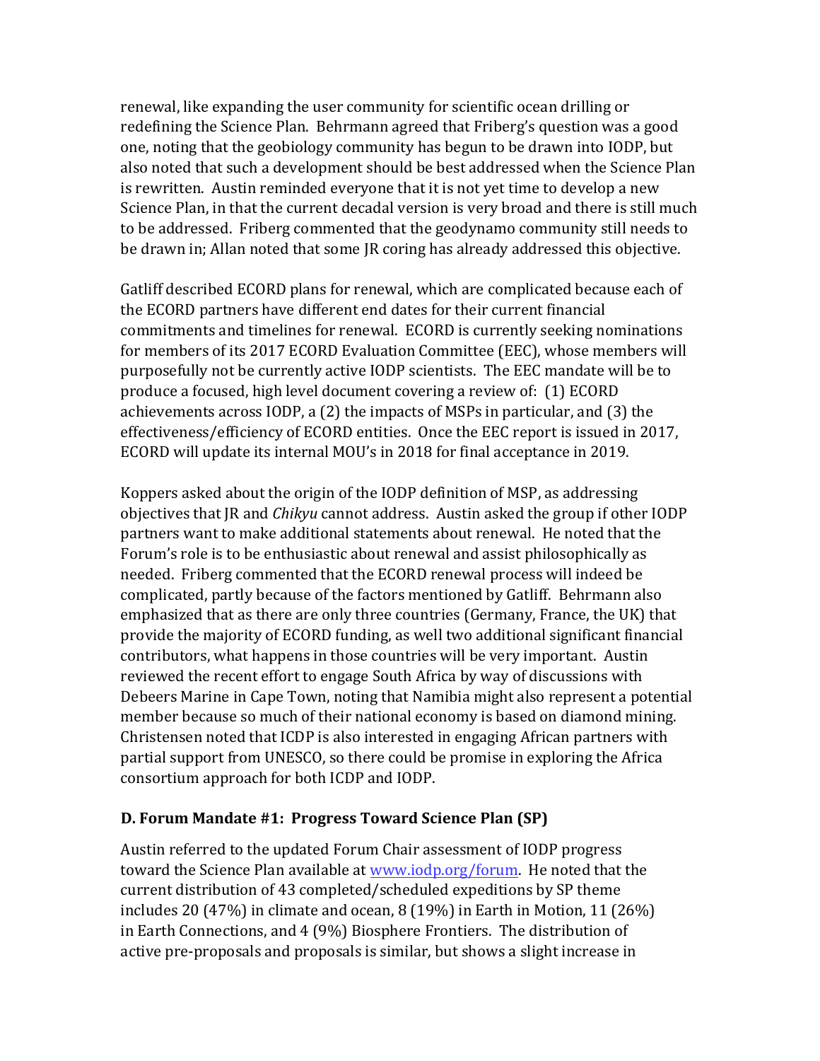renewal, like expanding the user community for scientific ocean drilling or redefining the Science Plan. Behrmann agreed that Friberg's question was a good one, noting that the geobiology community has begun to be drawn into IODP, but also noted that such a development should be best addressed when the Science Plan is rewritten. Austin reminded everyone that it is not yet time to develop a new Science Plan, in that the current decadal version is very broad and there is still much to be addressed. Friberg commented that the geodynamo community still needs to be drawn in; Allan noted that some JR coring has already addressed this objective.

Gatliff described ECORD plans for renewal, which are complicated because each of the ECORD partners have different end dates for their current financial commitments and timelines for renewal. ECORD is currently seeking nominations for members of its 2017 ECORD Evaluation Committee (EEC), whose members will purposefully not be currently active IODP scientists. The EEC mandate will be to produce a focused, high level document covering a review of: (1) ECORD achievements across IODP, a (2) the impacts of MSPs in particular, and (3) the effectiveness/efficiency of ECORD entities. Once the EEC report is issued in 2017, ECORD will update its internal MOU's in 2018 for final acceptance in 2019.

Koppers asked about the origin of the IODP definition of MSP, as addressing objectives that JR and *Chikyu* cannot address. Austin asked the group if other IODP partners want to make additional statements about renewal. He noted that the Forum's role is to be enthusiastic about renewal and assist philosophically as needed. Friberg commented that the ECORD renewal process will indeed be complicated, partly because of the factors mentioned by Gatliff. Behrmann also emphasized that as there are only three countries (Germany, France, the UK) that provide the majority of ECORD funding, as well two additional significant financial contributors, what happens in those countries will be very important. Austin reviewed the recent effort to engage South Africa by way of discussions with Debeers Marine in Cape Town, noting that Namibia might also represent a potential member because so much of their national economy is based on diamond mining. Christensen noted that ICDP is also interested in engaging African partners with partial support from UNESCO, so there could be promise in exploring the Africa consortium approach for both ICDP and IODP.

### D. Forum Mandate #1: Progress Toward Science Plan (SP)

Austin referred to the updated Forum Chair assessment of IODP progress toward the Science Plan available at www.iodp.org/forum. He noted that the current distribution of 43 completed/scheduled expeditions by SP theme includes 20 (47%) in climate and ocean, 8 (19%) in Earth in Motion, 11 (26%) in Earth Connections, and 4 (9%) Biosphere Frontiers. The distribution of active pre-proposals and proposals is similar, but shows a slight increase in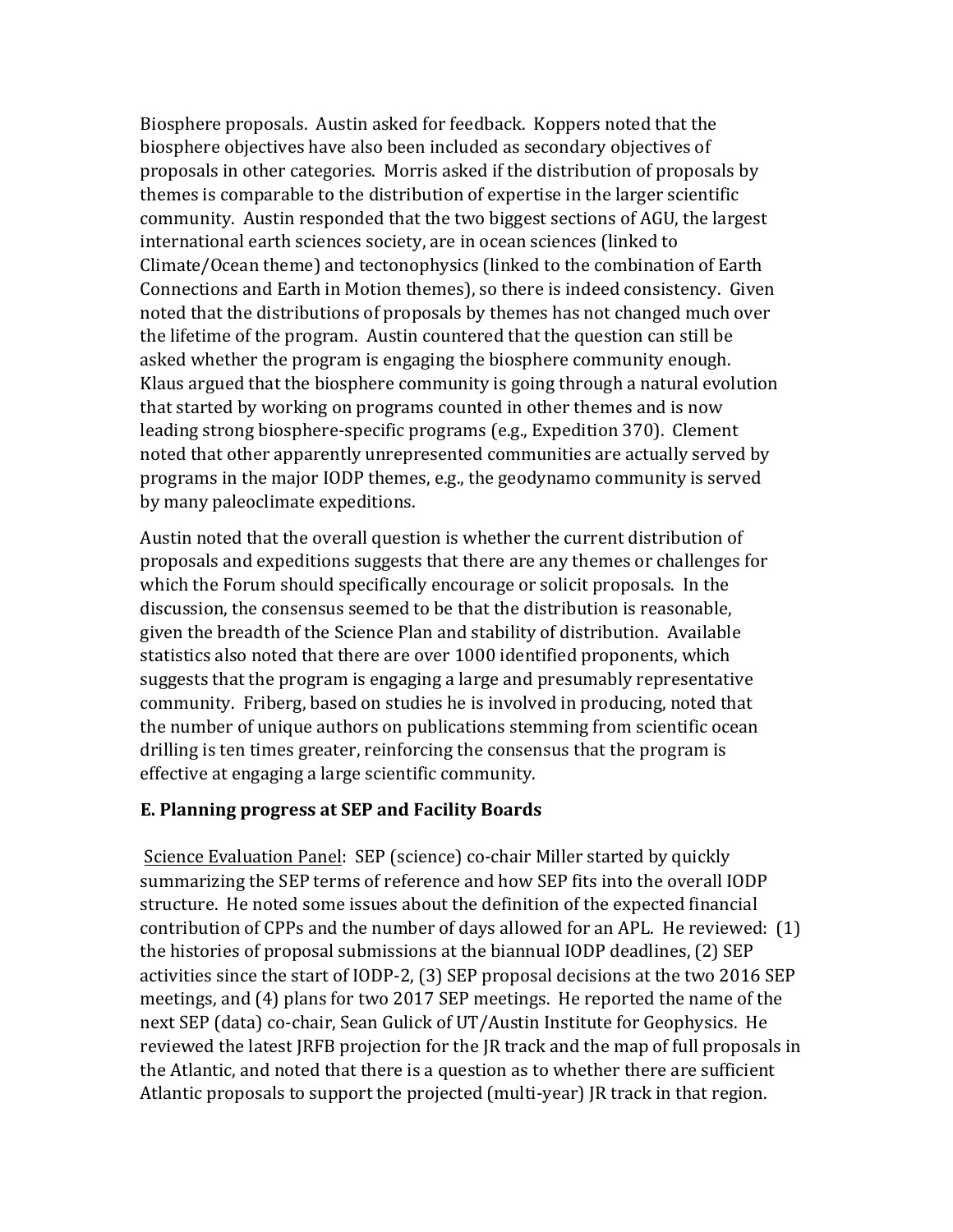Biosphere proposals. Austin asked for feedback. Koppers noted that the biosphere objectives have also been included as secondary objectives of proposals in other categories. Morris asked if the distribution of proposals by themes is comparable to the distribution of expertise in the larger scientific community. Austin responded that the two biggest sections of AGU, the largest international earth sciences society, are in ocean sciences (linked to Climate/Ocean theme) and tectonophysics (linked to the combination of Earth Connections and Earth in Motion themes), so there is indeed consistency. Given noted that the distributions of proposals by themes has not changed much over the lifetime of the program. Austin countered that the question can still be asked whether the program is engaging the biosphere community enough. Klaus argued that the biosphere community is going through a natural evolution that started by working on programs counted in other themes and is now leading strong biosphere-specific programs (e.g., Expedition 370). Clement noted that other apparently unrepresented communities are actually served by programs in the major IODP themes, e.g., the geodynamo community is served by many paleoclimate expeditions.

Austin noted that the overall question is whether the current distribution of proposals and expeditions suggests that there are any themes or challenges for which the Forum should specifically encourage or solicit proposals. In the discussion, the consensus seemed to be that the distribution is reasonable, given the breadth of the Science Plan and stability of distribution. Available statistics also noted that there are over 1000 identified proponents, which suggests that the program is engaging a large and presumably representative community. Friberg, based on studies he is involved in producing, noted that the number of unique authors on publications stemming from scientific ocean drilling is ten times greater, reinforcing the consensus that the program is effective at engaging a large scientific community.

### E. Planning progress at SEP and Facility Boards

Science Evaluation Panel: SEP (science) co-chair Miller started by quickly summarizing the SEP terms of reference and how SEP fits into the overall IODP structure. He noted some issues about the definition of the expected financial contribution of CPPs and the number of days allowed for an APL. He reviewed: (1) the histories of proposal submissions at the biannual IODP deadlines, (2) SEP activities since the start of IODP-2, (3) SEP proposal decisions at the two 2016 SEP meetings, and (4) plans for two 2017 SEP meetings. He reported the name of the next SEP (data) co-chair, Sean Gulick of UT/Austin Institute for Geophysics. He reviewed the latest JRFB projection for the JR track and the map of full proposals in the Atlantic, and noted that there is a question as to whether there are sufficient Atlantic proposals to support the projected (multi-year) JR track in that region.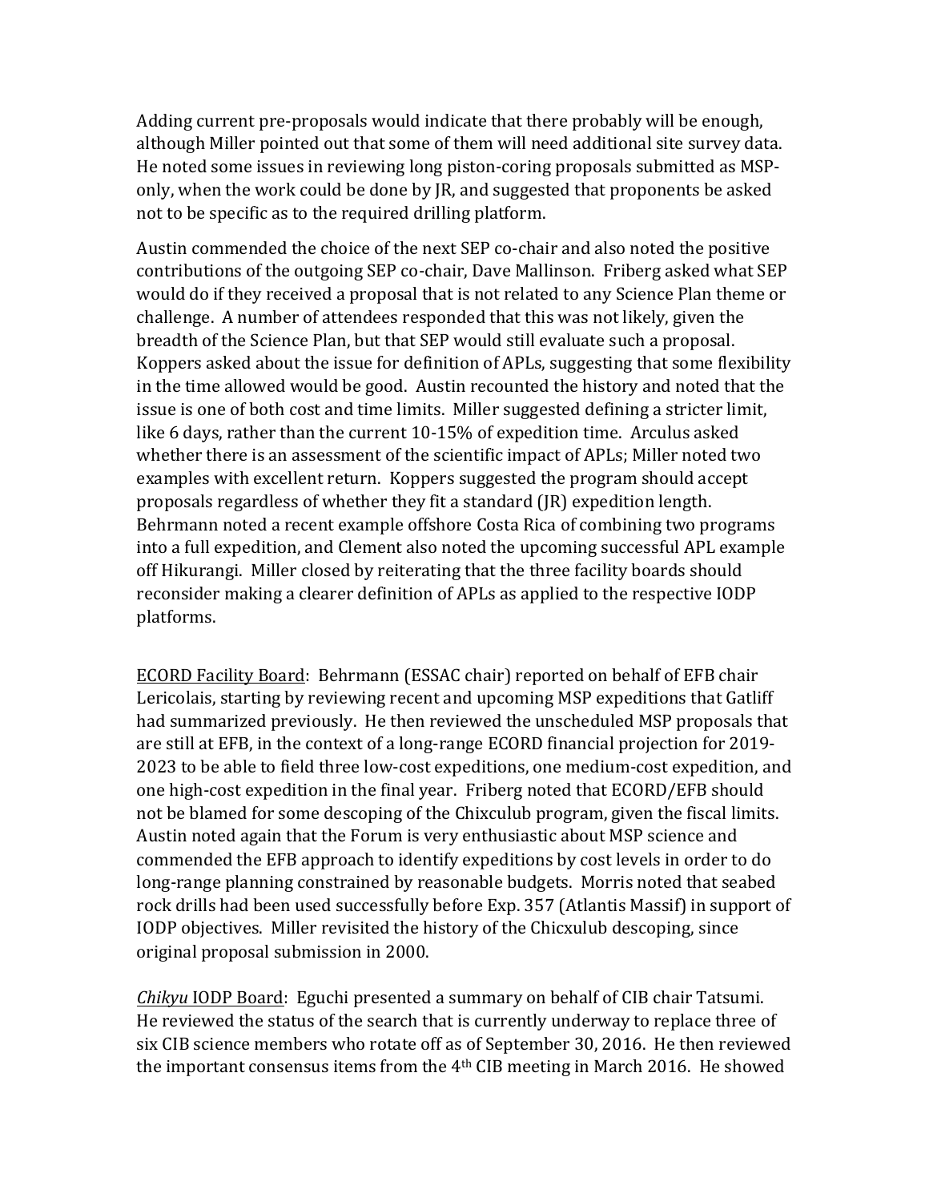Adding current pre-proposals would indicate that there probably will be enough, although Miller pointed out that some of them will need additional site survey data. He noted some issues in reviewing long piston-coring proposals submitted as MSP-only, when the work could be done by JR, and suggested that proponents be asked not to be specific as to the required drilling platform.

Austin commended the choice of the next SEP co-chair and also noted the positive contributions of the outgoing SEP co-chair, Dave Mallinson. Friberg asked what SEP would do if they received a proposal that is not related to any Science Plan theme or challenge. A number of attendees responded that this was not likely, given the breadth of the Science Plan, but that SEP would still evaluate such a proposal. Koppers asked about the issue for definition of APLs, suggesting that some flexibility in the time allowed would be good. Austin recounted the history and noted that the issue is one of both cost and time limits. Miller suggested defining a stricter limit, like 6 days, rather than the current 10-15% of expedition time. Arculus asked whether there is an assessment of the scientific impact of APLs; Miller noted two examples with excellent return. Koppers suggested the program should accept proposals regardless of whether they fit a standard (JR) expedition length. Behrmann noted a recent example offshore Costa Rica of combining two programs into a full expedition, and Clement also noted the upcoming successful APL example off Hikurangi. Miller closed by reiterating that the three facility boards should reconsider making a clearer definition of APLs as applied to the respective IODP platforms.

<u>ECORD Facility Board</u>: Behrmann (ESSAC chair) reported on behalf of EFB chair Lericolais, starting by reviewing recent and upcoming MSP expeditions that Gatliff had summarized previously. He then reviewed the unscheduled MSP proposals that are still at EFB, in the context of a long-range ECORD financial projection for 2019-2023 to be able to field three low-cost expeditions, one medium-cost expedition, and one high-cost expedition in the final year. Friberg noted that ECORD/EFB should not be blamed for some descoping of the Chixculub program, given the fiscal limits. Austin noted again that the Forum is very enthusiastic about MSP science and commended the EFB approach to identify expeditions by cost levels in order to do long-range planning constrained by reasonable budgets. Morris noted that seabed rock drills had been used successfully before Exp. 357 (Atlantis Massif) in support of IODP objectives. Miller revisited the history of the Chicxulub descoping, since original proposal submission in 2000.

<u>*Chikyu* IODP Board</u>: Eguchi presented a summary on behalf of CIB chair Tatsumi. He reviewed the status of the search that is currently underway to replace three of six CIB science members who rotate off as of September 30, 2016. He then reviewed the important consensus items from the 4th CIB meeting in March 2016. He showed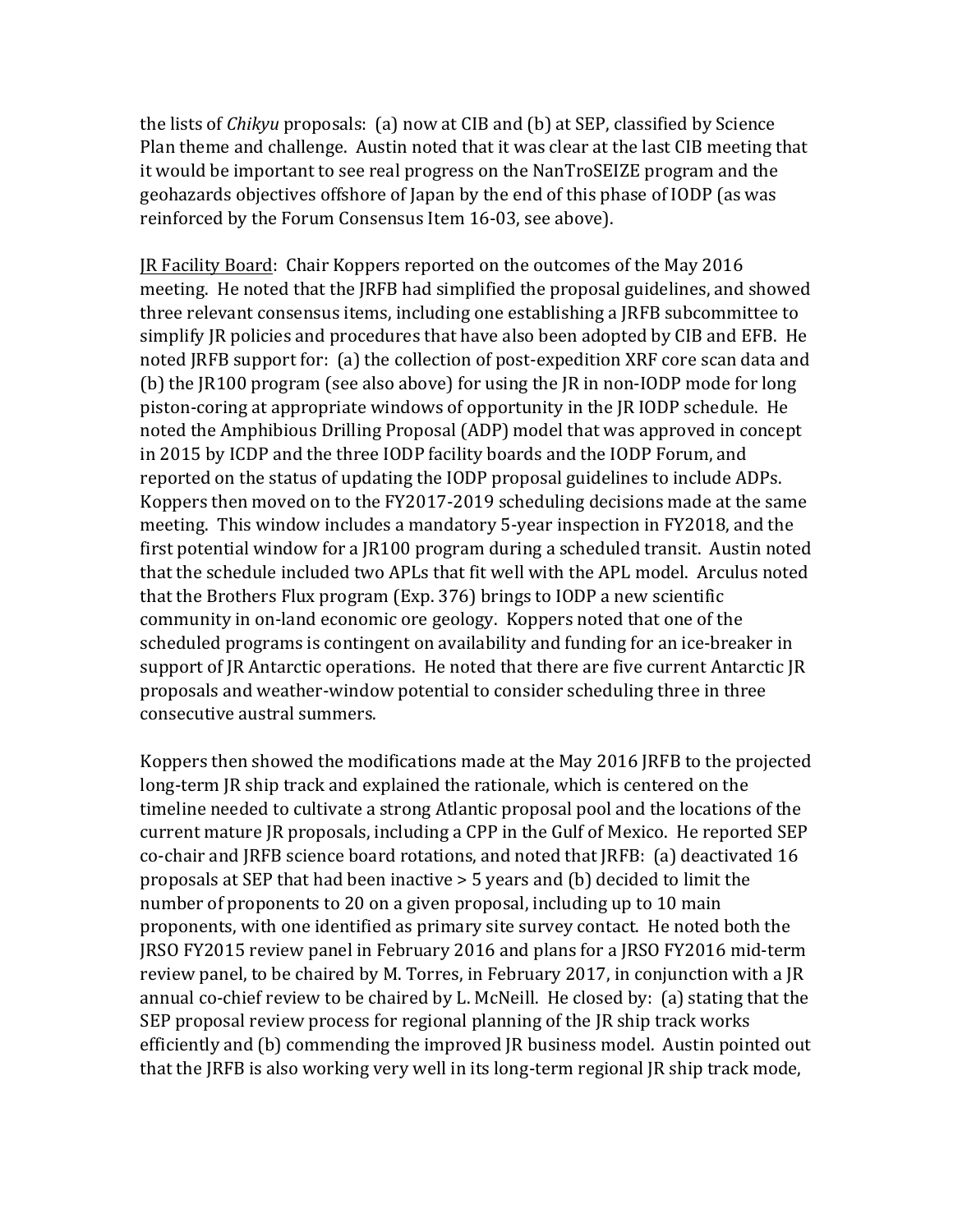the lists of *Chikyu* proposals: (a) now at CIB and (b) at SEP, classified by Science Plan theme and challenge. Austin noted that it was clear at the last CIB meeting that it would be important to see real progress on the NanTroSEIZE program and the geohazards objectives offshore of Japan by the end of this phase of IODP (as was reinforced by the Forum Consensus Item 16-03, see above).

JR Facility Board: Chair Koppers reported on the outcomes of the May 2016 meeting. He noted that the JRFB had simplified the proposal guidelines, and showed three relevant consensus items, including one establishing a JRFB subcommittee to simplify JR policies and procedures that have also been adopted by CIB and EFB. He noted JRFB support for: (a) the collection of post-expedition XRF core scan data and (b) the JR100 program (see also above) for using the JR in non-IODP mode for long piston-coring at appropriate windows of opportunity in the JR IODP schedule. He noted the Amphibious Drilling Proposal (ADP) model that was approved in concept in 2015 by ICDP and the three IODP facility boards and the IODP Forum, and reported on the status of updating the IODP proposal guidelines to include ADPs. Koppers then moved on to the FY2017-2019 scheduling decisions made at the same meeting. This window includes a mandatory 5-year inspection in FY2018, and the first potential window for a JR100 program during a scheduled transit. Austin noted that the schedule included two APLs that fit well with the APL model. Arculus noted that the Brothers Flux program (Exp. 376) brings to IODP a new scientific community in on-land economic ore geology. Koppers noted that one of the scheduled programs is contingent on availability and funding for an ice-breaker in support of JR Antarctic operations. He noted that there are five current Antarctic JR proposals and weather-window potential to consider scheduling three in three consecutive austral summers.

Koppers then showed the modifications made at the May 2016 JRFB to the projected long-term JR ship track and explained the rationale, which is centered on the timeline needed to cultivate a strong Atlantic proposal pool and the locations of the current mature JR proposals, including a CPP in the Gulf of Mexico. He reported SEP co-chair and JRFB science board rotations, and noted that JRFB: (a) deactivated 16 proposals at SEP that had been inactive > 5 years and (b) decided to limit the number of proponents to 20 on a given proposal, including up to 10 main proponents, with one identified as primary site survey contact. He noted both the JRSO FY2015 review panel in February 2016 and plans for a JRSO FY2016 mid-term review panel, to be chaired by M. Torres, in February 2017, in conjunction with a JR annual co-chief review to be chaired by L. McNeill. He closed by: (a) stating that the SEP proposal review process for regional planning of the JR ship track works efficiently and (b) commending the improved JR business model. Austin pointed out that the JRFB is also working very well in its long-term regional JR ship track mode,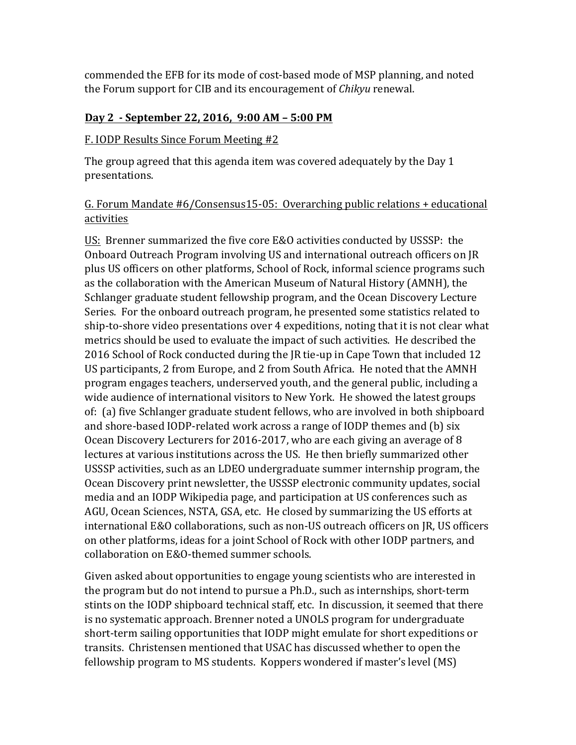commended the EFB for its mode of cost-based mode of MSP planning, and noted the Forum support for CIB and its encouragement of *Chikyu* renewal.

## Day 2 - September 22, 2016, 9:00 AM – 5:00 PM

### F. IODP Results Since Forum Meeting #2

The group agreed that this agenda item was covered adequately by the Day 1 presentations.

### G. Forum Mandate #6/Consensus15-05: Overarching public relations + educational activities

US: Brenner summarized the five core E&O activities conducted by USSSP: the Onboard Outreach Program involving US and international outreach officers on JR plus US officers on other platforms, School of Rock, informal science programs such as the collaboration with the American Museum of Natural History (AMNH), the Schlanger graduate student fellowship program, and the Ocean Discovery Lecture Series. For the onboard outreach program, he presented some statistics related to ship-to-shore video presentations over 4 expeditions, noting that it is not clear what metrics should be used to evaluate the impact of such activities. He described the 2016 School of Rock conducted during the JR tie-up in Cape Town that included 12 US participants, 2 from Europe, and 2 from South Africa. He noted that the AMNH program engages teachers, underserved youth, and the general public, including a wide audience of international visitors to New York. He showed the latest groups of: (a) five Schlanger graduate student fellows, who are involved in both shipboard and shore-based IODP-related work across a range of IODP themes and (b) six Ocean Discovery Lecturers for 2016-2017, who are each giving an average of 8 lectures at various institutions across the US. He then briefly summarized other USSSP activities, such as an LDEO undergraduate summer internship program, the Ocean Discovery print newsletter, the USSSP electronic community updates, social media and an IODP Wikipedia page, and participation at US conferences such as AGU, Ocean Sciences, NSTA, GSA, etc. He closed by summarizing the US efforts at international E&O collaborations, such as non-US outreach officers on JR, US officers on other platforms, ideas for a joint School of Rock with other IODP partners, and collaboration on E&O-themed summer schools.

Given asked about opportunities to engage young scientists who are interested in the program but do not intend to pursue a Ph.D., such as internships, short-term stints on the IODP shipboard technical staff, etc. In discussion, it seemed that there is no systematic approach. Brenner noted a UNOLS program for undergraduate short-term sailing opportunities that IODP might emulate for short expeditions or transits. Christensen mentioned that USAC has discussed whether to open the fellowship program to MS students. Koppers wondered if master's level (MS)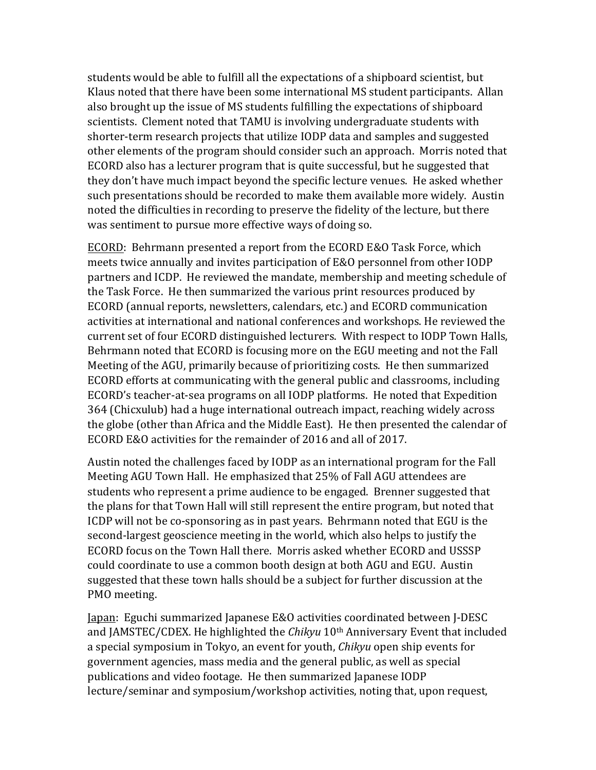students would be able to fulfill all the expectations of a shipboard scientist, but Klaus noted that there have been some international MS student participants. Allan also brought up the issue of MS students fulfilling the expectations of shipboard scientists. Clement noted that TAMU is involving undergraduate students with shorter-term research projects that utilize IODP data and samples and suggested other elements of the program should consider such an approach. Morris noted that ECORD also has a lecturer program that is quite successful, but he suggested that they don't have much impact beyond the specific lecture venues. He asked whether such presentations should be recorded to make them available more widely. Austin noted the difficulties in recording to preserve the fidelity of the lecture, but there was sentiment to pursue more effective ways of doing so.

<u>ECORD</u>: Behrmann presented a report from the ECORD E&O Task Force, which meets twice annually and invites participation of E&O personnel from other IODP partners and ICDP. He reviewed the mandate, membership and meeting schedule of the Task Force. He then summarized the various print resources produced by ECORD (annual reports, newsletters, calendars, etc.) and ECORD communication activities at international and national conferences and workshops. He reviewed the current set of four ECORD distinguished lecturers. With respect to IODP Town Halls, Behrmann noted that ECORD is focusing more on the EGU meeting and not the Fall Meeting of the AGU, primarily because of prioritizing costs. He then summarized ECORD efforts at communicating with the general public and classrooms, including ECORD's teacher-at-sea programs on all IODP platforms. He noted that Expedition 364 (Chicxulub) had a huge international outreach impact, reaching widely across the globe (other than Africa and the Middle East). He then presented the calendar of ECORD E&O activities for the remainder of 2016 and all of 2017.

Austin noted the challenges faced by IODP as an international program for the Fall Meeting AGU Town Hall. He emphasized that 25% of Fall AGU attendees are students who represent a prime audience to be engaged. Brenner suggested that the plans for that Town Hall will still represent the entire program, but noted that ICDP will not be co-sponsoring as in past years. Behrmann noted that EGU is the second-largest geoscience meeting in the world, which also helps to justify the ECORD focus on the Town Hall there. Morris asked whether ECORD and USSSP could coordinate to use a common booth design at both AGU and EGU. Austin suggested that these town halls should be a subject for further discussion at the PMO meeting.

<u>Japan</u>: Eguchi summarized Japanese E&O activities coordinated between J-DESC and JAMSTEC/CDEX. He highlighted the *Chikyu* 10th Anniversary Event that included a special symposium in Tokyo, an event for youth, *Chikyu* open ship events for government agencies, mass media and the general public, as well as special publications and video footage. He then summarized Japanese IODP lecture/seminar and symposium/workshop activities, noting that, upon request,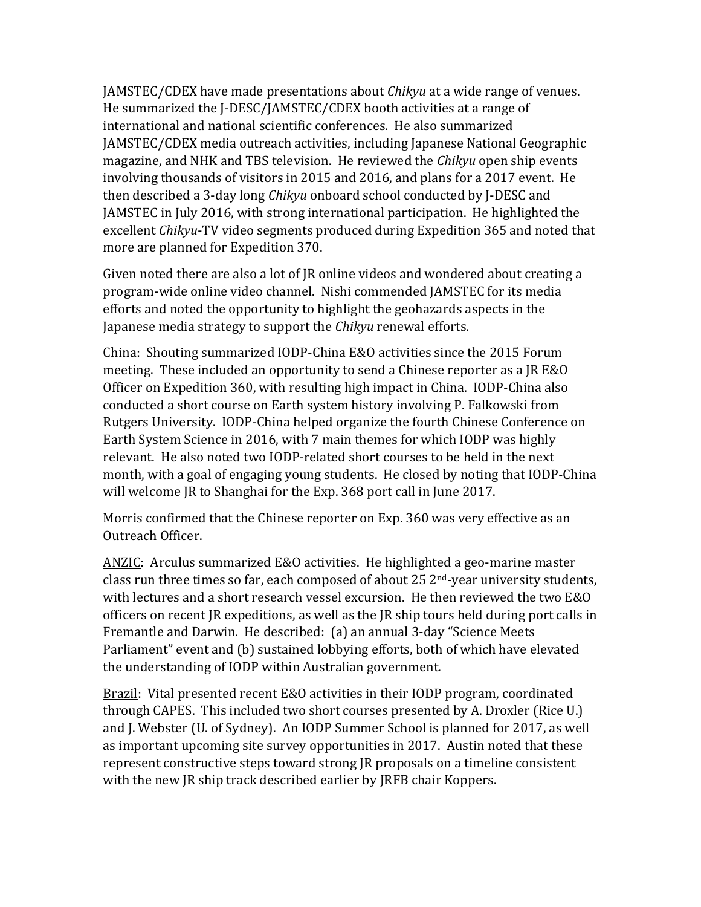JAMSTEC/CDEX have made presentations about *Chikyu* at a wide range of venues. He summarized the J-DESC/JAMSTEC/CDEX booth activities at a range of international and national scientific conferences. He also summarized JAMSTEC/CDEX media outreach activities, including Japanese National Geographic magazine, and NHK and TBS television. He reviewed the *Chikyu* open ship events involving thousands of visitors in 2015 and 2016, and plans for a 2017 event. He then described a 3-day long *Chikyu* onboard school conducted by J-DESC and JAMSTEC in July 2016, with strong international participation. He highlighted the excellent *Chikyu*-TV video segments produced during Expedition 365 and noted that more are planned for Expedition 370.

Given noted there are also a lot of JR online videos and wondered about creating a program-wide online video channel. Nishi commended JAMSTEC for its media efforts and noted the opportunity to highlight the geohazards aspects in the Japanese media strategy to support the *Chikyu* renewal efforts.

<u>China</u>: Shouting summarized IODP-China E&O activities since the 2015 Forum meeting. These included an opportunity to send a Chinese reporter as a JR E&O Officer on Expedition 360, with resulting high impact in China. IODP-China also conducted a short course on Earth system history involving P. Falkowski from Rutgers University. IODP-China helped organize the fourth Chinese Conference on Earth System Science in 2016, with 7 main themes for which IODP was highly relevant. He also noted two IODP-related short courses to be held in the next month, with a goal of engaging young students. He closed by noting that IODP-China will welcome JR to Shanghai for the Exp. 368 port call in June 2017.

Morris confirmed that the Chinese reporter on Exp. 360 was very effective as an Outreach Officer.

<u>ANZIC</u>: Arculus summarized E&O activities. He highlighted a geo-marine master class run three times so far, each composed of about 25 2nd-year university students, with lectures and a short research vessel excursion. He then reviewed the two E&O officers on recent JR expeditions, as well as the JR ship tours held during port calls in Fremantle and Darwin. He described: (a) an annual 3-day "Science Meets Parliament" event and (b) sustained lobbying efforts, both of which have elevated the understanding of IODP within Australian government.

<u>Brazil</u>: Vital presented recent E&O activities in their IODP program, coordinated through CAPES. This included two short courses presented by A. Droxler (Rice U.) and J. Webster (U. of Sydney). An IODP Summer School is planned for 2017, as well as important upcoming site survey opportunities in 2017. Austin noted that these represent constructive steps toward strong JR proposals on a timeline consistent with the new JR ship track described earlier by JRFB chair Koppers.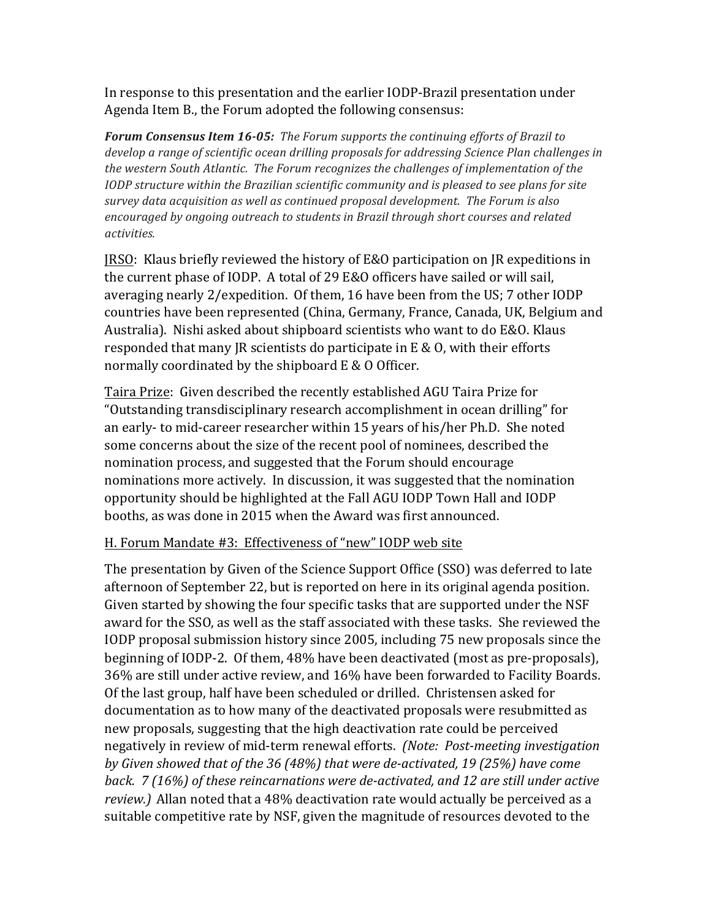In response to this presentation and the earlier IODP-Brazil presentation under Agenda Item B., the Forum adopted the following consensus:

***Forum Consensus Item 16-05:*** *The Forum supports the continuing efforts of Brazil to develop a range of scientific ocean drilling proposals for addressing Science Plan challenges in the western South Atlantic. The Forum recognizes the challenges of implementation of the IODP structure within the Brazilian scientific community and is pleased to see plans for site survey data acquisition as well as continued proposal development. The Forum is also encouraged by ongoing outreach to students in Brazil through short courses and related activities.*

<u>JRSO</u>: Klaus briefly reviewed the history of E&O participation on JR expeditions in the current phase of IODP. A total of 29 E&O officers have sailed or will sail, averaging nearly 2/expedition. Of them, 16 have been from the US; 7 other IODP countries have been represented (China, Germany, France, Canada, UK, Belgium and Australia). Nishi asked about shipboard scientists who want to do E&O. Klaus responded that many JR scientists do participate in E & O, with their efforts normally coordinated by the shipboard E & O Officer.

<u>Taira Prize</u>: Given described the recently established AGU Taira Prize for "Outstanding transdisciplinary research accomplishment in ocean drilling" for an early- to mid-career researcher within 15 years of his/her Ph.D. She noted some concerns about the size of the recent pool of nominees, described the nomination process, and suggested that the Forum should encourage nominations more actively. In discussion, it was suggested that the nomination opportunity should be highlighted at the Fall AGU IODP Town Hall and IODP booths, as was done in 2015 when the Award was first announced.

## <u>H. Forum Mandate #3: Effectiveness of "new" IODP web site</u>

The presentation by Given of the Science Support Office (SSO) was deferred to late afternoon of September 22, but is reported on here in its original agenda position. Given started by showing the four specific tasks that are supported under the NSF award for the SSO, as well as the staff associated with these tasks. She reviewed the IODP proposal submission history since 2005, including 75 new proposals since the beginning of IODP-2. Of them, 48% have been deactivated (most as pre-proposals), 36% are still under active review, and 16% have been forwarded to Facility Boards. Of the last group, half have been scheduled or drilled. Christensen asked for documentation as to how many of the deactivated proposals were resubmitted as new proposals, suggesting that the high deactivation rate could be perceived negatively in review of mid-term renewal efforts. *(Note: Post-meeting investigation by Given showed that of the 36 (48%) that were de-activated, 19 (25%) have come back. 7 (16%) of these reincarnations were de-activated, and 12 are still under active review.)* Allan noted that a 48% deactivation rate would actually be perceived as a suitable competitive rate by NSF, given the magnitude of resources devoted to the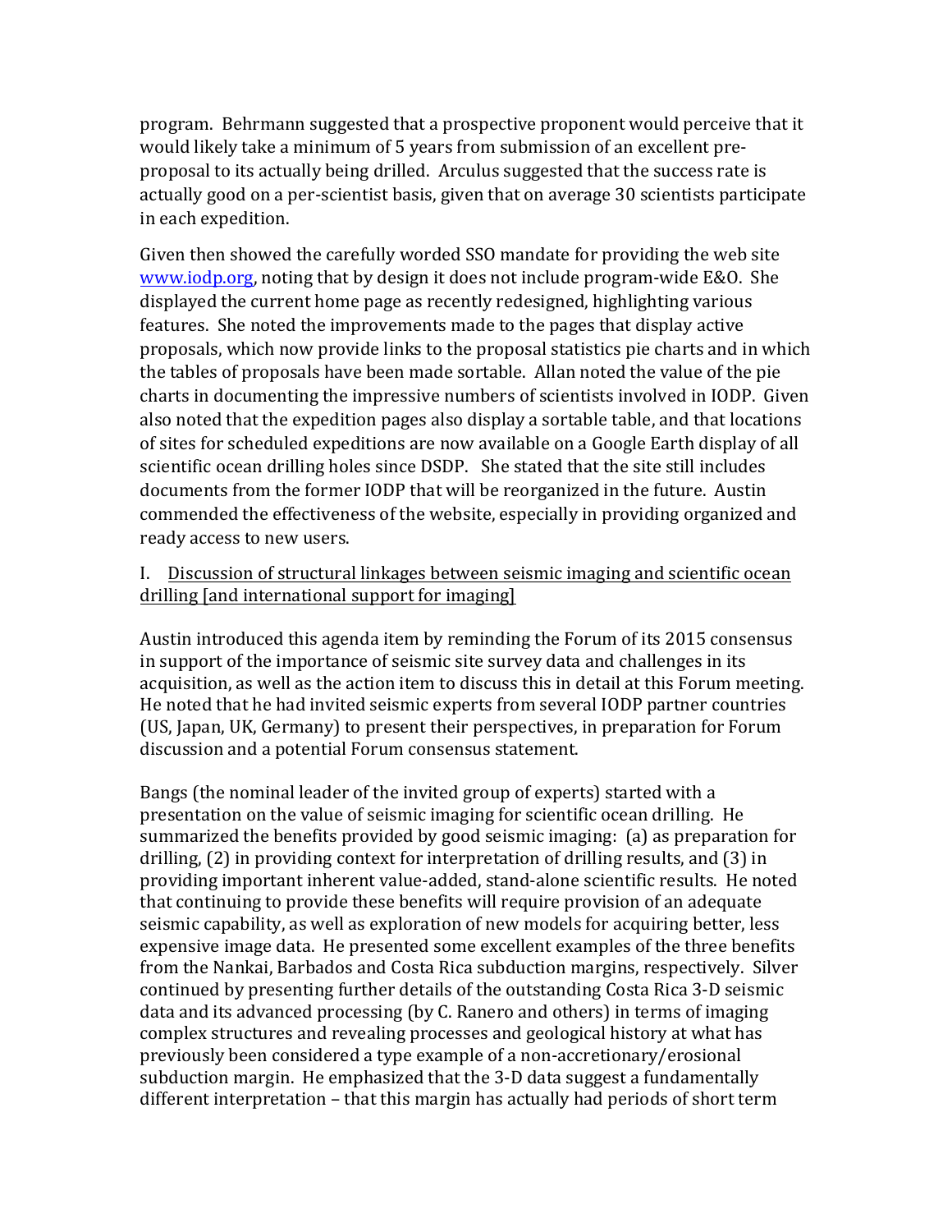program. Behrmann suggested that a prospective proponent would perceive that it would likely take a minimum of 5 years from submission of an excellent pre-proposal to its actually being drilled. Arculus suggested that the success rate is actually good on a per-scientist basis, given that on average 30 scientists participate in each expedition.

Given then showed the carefully worded SSO mandate for providing the web site [www.iodp.org](http://www.iodp.org), noting that by design it does not include program-wide E&O. She displayed the current home page as recently redesigned, highlighting various features. She noted the improvements made to the pages that display active proposals, which now provide links to the proposal statistics pie charts and in which the tables of proposals have been made sortable. Allan noted the value of the pie charts in documenting the impressive numbers of scientists involved in IODP. Given also noted that the expedition pages also display a sortable table, and that locations of sites for scheduled expeditions are now available on a Google Earth display of all scientific ocean drilling holes since DSDP. She stated that the site still includes documents from the former IODP that will be reorganized in the future. Austin commended the effectiveness of the website, especially in providing organized and ready access to new users.

I. Discussion of structural linkages between seismic imaging and scientific ocean drilling [and international support for imaging]

Austin introduced this agenda item by reminding the Forum of its 2015 consensus in support of the importance of seismic site survey data and challenges in its acquisition, as well as the action item to discuss this in detail at this Forum meeting. He noted that he had invited seismic experts from several IODP partner countries (US, Japan, UK, Germany) to present their perspectives, in preparation for Forum discussion and a potential Forum consensus statement.

Bangs (the nominal leader of the invited group of experts) started with a presentation on the value of seismic imaging for scientific ocean drilling. He summarized the benefits provided by good seismic imaging: (a) as preparation for drilling, (2) in providing context for interpretation of drilling results, and (3) in providing important inherent value-added, stand-alone scientific results. He noted that continuing to provide these benefits will require provision of an adequate seismic capability, as well as exploration of new models for acquiring better, less expensive image data. He presented some excellent examples of the three benefits from the Nankai, Barbados and Costa Rica subduction margins, respectively. Silver continued by presenting further details of the outstanding Costa Rica 3-D seismic data and its advanced processing (by C. Ranero and others) in terms of imaging complex structures and revealing processes and geological history at what has previously been considered a type example of a non-accretionary/erosional subduction margin. He emphasized that the 3-D data suggest a fundamentally different interpretation – that this margin has actually had periods of short term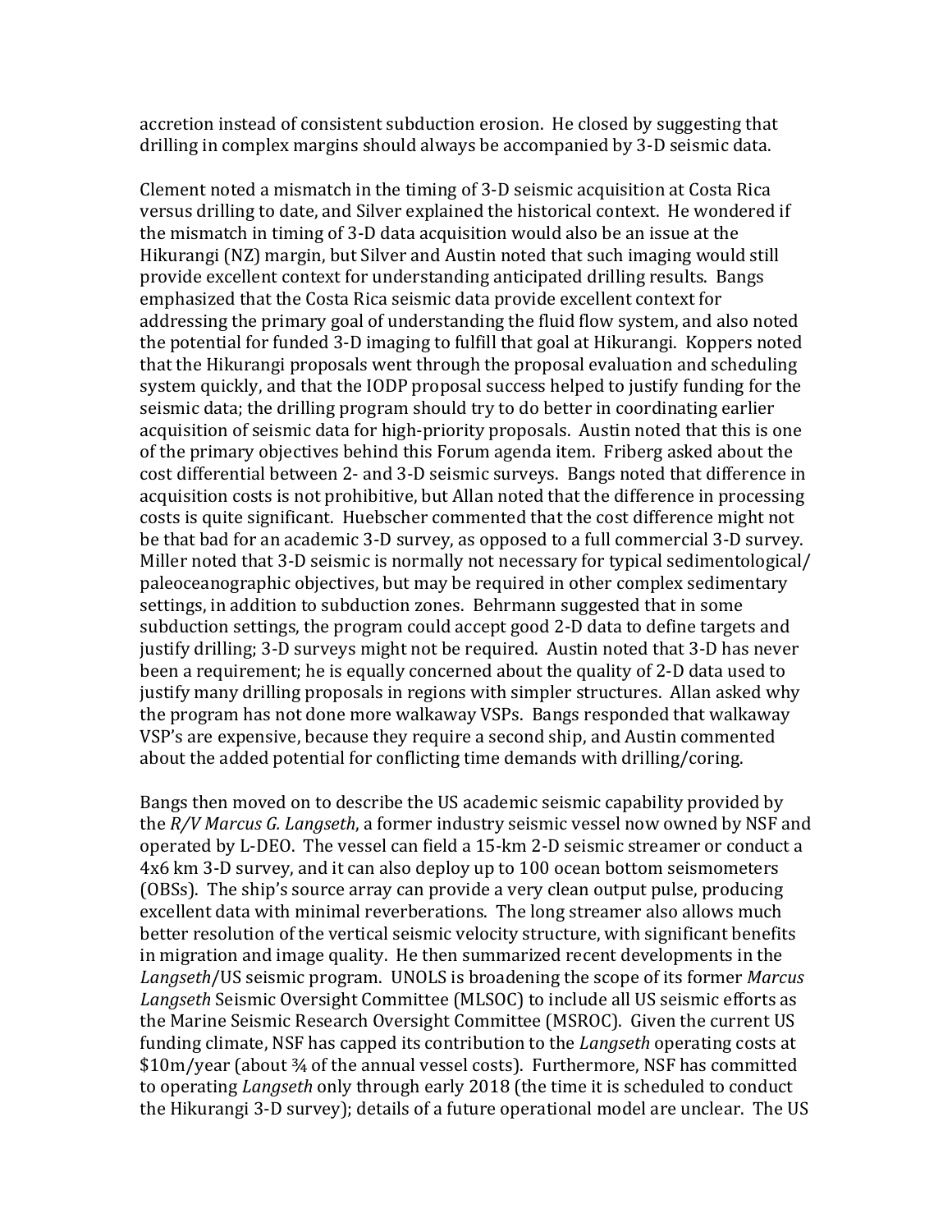accretion instead of consistent subduction erosion. He closed by suggesting that drilling in complex margins should always be accompanied by 3-D seismic data.

Clement noted a mismatch in the timing of 3-D seismic acquisition at Costa Rica versus drilling to date, and Silver explained the historical context. He wondered if the mismatch in timing of 3-D data acquisition would also be an issue at the Hikurangi (NZ) margin, but Silver and Austin noted that such imaging would still provide excellent context for understanding anticipated drilling results. Bangs emphasized that the Costa Rica seismic data provide excellent context for addressing the primary goal of understanding the fluid flow system, and also noted the potential for funded 3-D imaging to fulfill that goal at Hikurangi. Koppers noted that the Hikurangi proposals went through the proposal evaluation and scheduling system quickly, and that the IODP proposal success helped to justify funding for the seismic data; the drilling program should try to do better in coordinating earlier acquisition of seismic data for high-priority proposals. Austin noted that this is one of the primary objectives behind this Forum agenda item. Friberg asked about the cost differential between 2- and 3-D seismic surveys. Bangs noted that difference in acquisition costs is not prohibitive, but Allan noted that the difference in processing costs is quite significant. Huebscher commented that the cost difference might not be that bad for an academic 3-D survey, as opposed to a full commercial 3-D survey. Miller noted that 3-D seismic is normally not necessary for typical sedimentological/ paleoceanographic objectives, but may be required in other complex sedimentary settings, in addition to subduction zones. Behrmann suggested that in some subduction settings, the program could accept good 2-D data to define targets and justify drilling; 3-D surveys might not be required. Austin noted that 3-D has never been a requirement; he is equally concerned about the quality of 2-D data used to justify many drilling proposals in regions with simpler structures. Allan asked why the program has not done more walkaway VSPs. Bangs responded that walkaway VSP's are expensive, because they require a second ship, and Austin commented about the added potential for conflicting time demands with drilling/coring.

Bangs then moved on to describe the US academic seismic capability provided by the *R/V Marcus G. Langseth*, a former industry seismic vessel now owned by NSF and operated by L-DEO. The vessel can field a 15-km 2-D seismic streamer or conduct a 4x6 km 3-D survey, and it can also deploy up to 100 ocean bottom seismometers (OBSs). The ship's source array can provide a very clean output pulse, producing excellent data with minimal reverberations. The long streamer also allows much better resolution of the vertical seismic velocity structure, with significant benefits in migration and image quality. He then summarized recent developments in the *Langseth*/US seismic program. UNOLS is broadening the scope of its former *Marcus Langseth* Seismic Oversight Committee (MLSOC) to include all US seismic efforts as the Marine Seismic Research Oversight Committee (MSROC). Given the current US funding climate, NSF has capped its contribution to the *Langseth* operating costs at \$10m/year (about ¾ of the annual vessel costs). Furthermore, NSF has committed to operating *Langseth* only through early 2018 (the time it is scheduled to conduct the Hikurangi 3-D survey); details of a future operational model are unclear. The US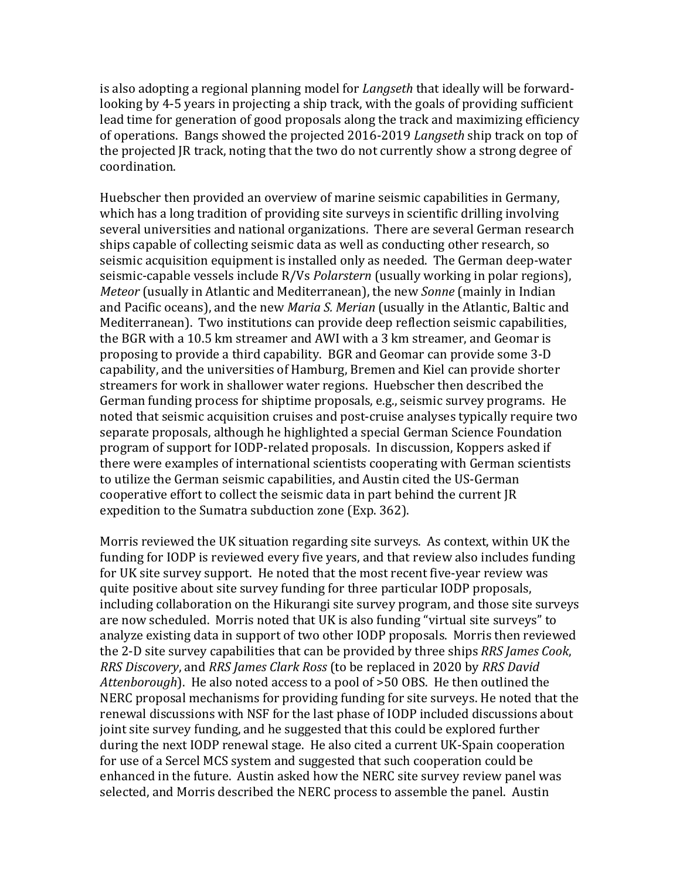is also adopting a regional planning model for *Langseth* that ideally will be forward-looking by 4-5 years in projecting a ship track, with the goals of providing sufficient lead time for generation of good proposals along the track and maximizing efficiency of operations. Bangs showed the projected 2016-2019 *Langseth* ship track on top of the projected JR track, noting that the two do not currently show a strong degree of coordination.

Huebscher then provided an overview of marine seismic capabilities in Germany, which has a long tradition of providing site surveys in scientific drilling involving several universities and national organizations. There are several German research ships capable of collecting seismic data as well as conducting other research, so seismic acquisition equipment is installed only as needed. The German deep-water seismic-capable vessels include R/Vs *Polarstern* (usually working in polar regions), *Meteor* (usually in Atlantic and Mediterranean), the new *Sonne* (mainly in Indian and Pacific oceans), and the new *Maria S. Merian* (usually in the Atlantic, Baltic and Mediterranean). Two institutions can provide deep reflection seismic capabilities, the BGR with a 10.5 km streamer and AWI with a 3 km streamer, and Geomar is proposing to provide a third capability. BGR and Geomar can provide some 3-D capability, and the universities of Hamburg, Bremen and Kiel can provide shorter streamers for work in shallower water regions. Huebscher then described the German funding process for shiptime proposals, e.g., seismic survey programs. He noted that seismic acquisition cruises and post-cruise analyses typically require two separate proposals, although he highlighted a special German Science Foundation program of support for IODP-related proposals. In discussion, Koppers asked if there were examples of international scientists cooperating with German scientists to utilize the German seismic capabilities, and Austin cited the US-German cooperative effort to collect the seismic data in part behind the current JR expedition to the Sumatra subduction zone (Exp. 362).

Morris reviewed the UK situation regarding site surveys. As context, within UK the funding for IODP is reviewed every five years, and that review also includes funding for UK site survey support. He noted that the most recent five-year review was quite positive about site survey funding for three particular IODP proposals, including collaboration on the Hikurangi site survey program, and those site surveys are now scheduled. Morris noted that UK is also funding "virtual site surveys" to analyze existing data in support of two other IODP proposals. Morris then reviewed the 2-D site survey capabilities that can be provided by three ships *RRS James Cook*, *RRS Discovery*, and *RRS James Clark Ross* (to be replaced in 2020 by *RRS David Attenborough*). He also noted access to a pool of >50 OBS. He then outlined the NERC proposal mechanisms for providing funding for site surveys. He noted that the renewal discussions with NSF for the last phase of IODP included discussions about joint site survey funding, and he suggested that this could be explored further during the next IODP renewal stage. He also cited a current UK-Spain cooperation for use of a Sercel MCS system and suggested that such cooperation could be enhanced in the future. Austin asked how the NERC site survey review panel was selected, and Morris described the NERC process to assemble the panel. Austin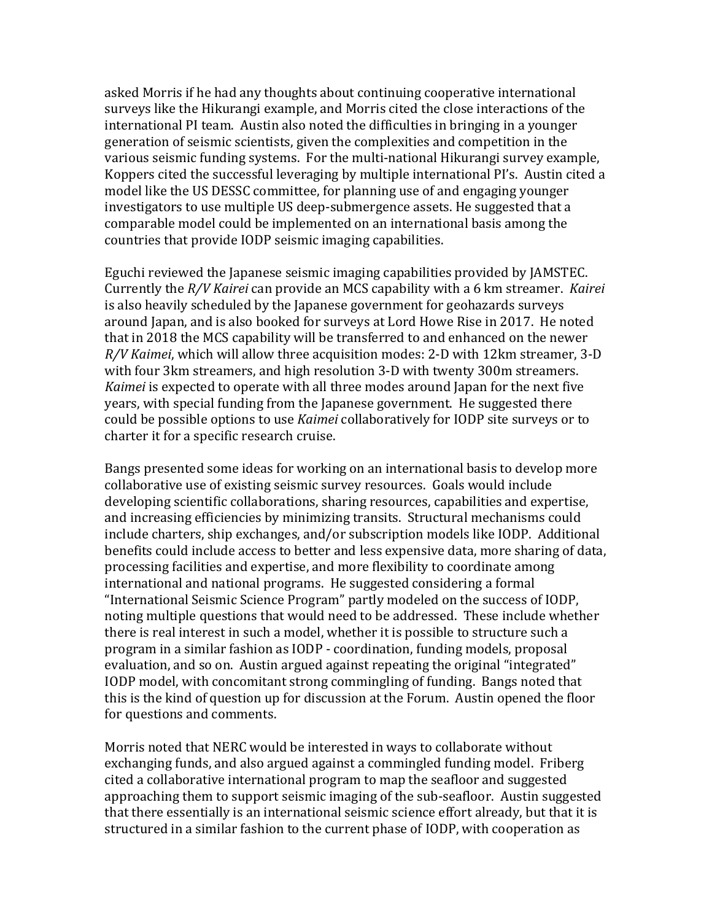asked Morris if he had any thoughts about continuing cooperative international surveys like the Hikurangi example, and Morris cited the close interactions of the international PI team. Austin also noted the difficulties in bringing in a younger generation of seismic scientists, given the complexities and competition in the various seismic funding systems. For the multi-national Hikurangi survey example, Koppers cited the successful leveraging by multiple international PI's. Austin cited a model like the US DESSC committee, for planning use of and engaging younger investigators to use multiple US deep-submergence assets. He suggested that a comparable model could be implemented on an international basis among the countries that provide IODP seismic imaging capabilities.

Eguchi reviewed the Japanese seismic imaging capabilities provided by JAMSTEC. Currently the *R/V Kairei* can provide an MCS capability with a 6 km streamer. *Kairei* is also heavily scheduled by the Japanese government for geohazards surveys around Japan, and is also booked for surveys at Lord Howe Rise in 2017. He noted that in 2018 the MCS capability will be transferred to and enhanced on the newer *R/V Kaimei*, which will allow three acquisition modes: 2-D with 12km streamer, 3-D with four 3km streamers, and high resolution 3-D with twenty 300m streamers. *Kaimei* is expected to operate with all three modes around Japan for the next five years, with special funding from the Japanese government. He suggested there could be possible options to use *Kaimei* collaboratively for IODP site surveys or to charter it for a specific research cruise.

Bangs presented some ideas for working on an international basis to develop more collaborative use of existing seismic survey resources. Goals would include developing scientific collaborations, sharing resources, capabilities and expertise, and increasing efficiencies by minimizing transits. Structural mechanisms could include charters, ship exchanges, and/or subscription models like IODP. Additional benefits could include access to better and less expensive data, more sharing of data, processing facilities and expertise, and more flexibility to coordinate among international and national programs. He suggested considering a formal "International Seismic Science Program" partly modeled on the success of IODP, noting multiple questions that would need to be addressed. These include whether there is real interest in such a model, whether it is possible to structure such a program in a similar fashion as IODP - coordination, funding models, proposal evaluation, and so on. Austin argued against repeating the original "integrated" IODP model, with concomitant strong commingling of funding. Bangs noted that this is the kind of question up for discussion at the Forum. Austin opened the floor for questions and comments.

Morris noted that NERC would be interested in ways to collaborate without exchanging funds, and also argued against a commingled funding model. Friberg cited a collaborative international program to map the seafloor and suggested approaching them to support seismic imaging of the sub-seafloor. Austin suggested that there essentially is an international seismic science effort already, but that it is structured in a similar fashion to the current phase of IODP, with cooperation as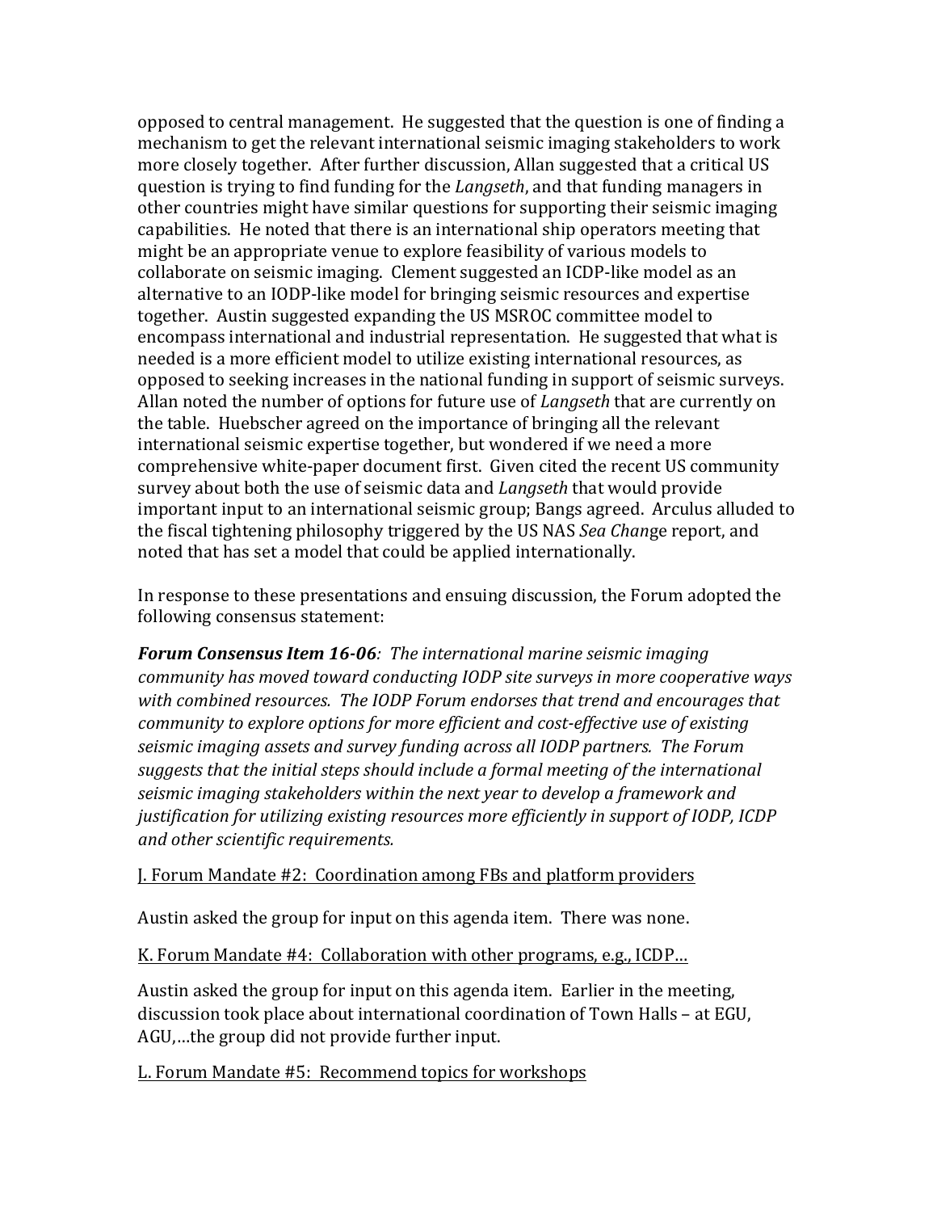opposed to central management. He suggested that the question is one of finding a mechanism to get the relevant international seismic imaging stakeholders to work more closely together. After further discussion, Allan suggested that a critical US question is trying to find funding for the *Langseth*, and that funding managers in other countries might have similar questions for supporting their seismic imaging capabilities. He noted that there is an international ship operators meeting that might be an appropriate venue to explore feasibility of various models to collaborate on seismic imaging. Clement suggested an ICDP-like model as an alternative to an IODP-like model for bringing seismic resources and expertise together. Austin suggested expanding the US MSROC committee model to encompass international and industrial representation. He suggested that what is needed is a more efficient model to utilize existing international resources, as opposed to seeking increases in the national funding in support of seismic surveys. Allan noted the number of options for future use of *Langseth* that are currently on the table. Huebscher agreed on the importance of bringing all the relevant international seismic expertise together, but wondered if we need a more comprehensive white-paper document first. Given cited the recent US community survey about both the use of seismic data and *Langseth* that would provide important input to an international seismic group; Bangs agreed. Arculus alluded to the fiscal tightening philosophy triggered by the US NAS *Sea Change* report, and noted that has set a model that could be applied internationally.

In response to these presentations and ensuing discussion, the Forum adopted the following consensus statement:

***Forum Consensus Item 16-06**: The international marine seismic imaging community has moved toward conducting IODP site surveys in more cooperative ways with combined resources. The IODP Forum endorses that trend and encourages that community to explore options for more efficient and cost-effective use of existing seismic imaging assets and survey funding across all IODP partners. The Forum suggests that the initial steps should include a formal meeting of the international seismic imaging stakeholders within the next year to develop a framework and justification for utilizing existing resources more efficiently in support of IODP, ICDP and other scientific requirements.*

J. Forum Mandate #2: Coordination among FBs and platform providers

Austin asked the group for input on this agenda item. There was none.

K. Forum Mandate #4: Collaboration with other programs, e.g., ICDP…

Austin asked the group for input on this agenda item. Earlier in the meeting, discussion took place about international coordination of Town Halls – at EGU, AGU,…the group did not provide further input.

L. Forum Mandate #5: Recommend topics for workshops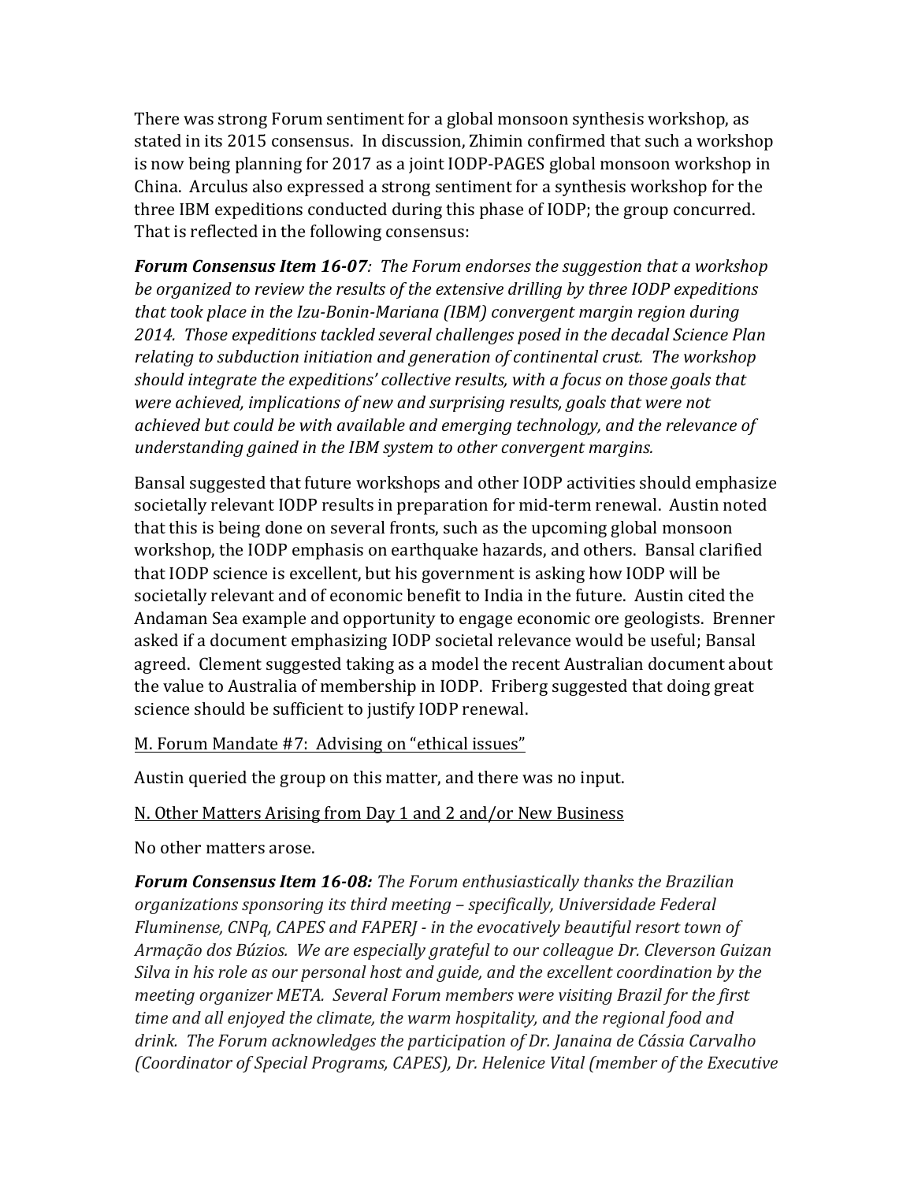There was strong Forum sentiment for a global monsoon synthesis workshop, as stated in its 2015 consensus. In discussion, Zhimin confirmed that such a workshop is now being planning for 2017 as a joint IODP-PAGES global monsoon workshop in China. Arculus also expressed a strong sentiment for a synthesis workshop for the three IBM expeditions conducted during this phase of IODP; the group concurred. That is reflected in the following consensus:

***Forum Consensus Item 16-07****: The Forum endorses the suggestion that a workshop be organized to review the results of the extensive drilling by three IODP expeditions that took place in the Izu-Bonin-Mariana (IBM) convergent margin region during 2014. Those expeditions tackled several challenges posed in the decadal Science Plan relating to subduction initiation and generation of continental crust. The workshop should integrate the expeditions' collective results, with a focus on those goals that were achieved, implications of new and surprising results, goals that were not achieved but could be with available and emerging technology, and the relevance of understanding gained in the IBM system to other convergent margins.*

Bansal suggested that future workshops and other IODP activities should emphasize societally relevant IODP results in preparation for mid-term renewal. Austin noted that this is being done on several fronts, such as the upcoming global monsoon workshop, the IODP emphasis on earthquake hazards, and others. Bansal clarified that IODP science is excellent, but his government is asking how IODP will be societally relevant and of economic benefit to India in the future. Austin cited the Andaman Sea example and opportunity to engage economic ore geologists. Brenner asked if a document emphasizing IODP societal relevance would be useful; Bansal agreed. Clement suggested taking as a model the recent Australian document about the value to Australia of membership in IODP. Friberg suggested that doing great science should be sufficient to justify IODP renewal.

<u>M. Forum Mandate #7: Advising on "ethical issues"</u>

Austin queried the group on this matter, and there was no input.

<u>N. Other Matters Arising from Day 1 and 2 and/or New Business</u>

No other matters arose.

***Forum Consensus Item 16-08:*** *The Forum enthusiastically thanks the Brazilian organizations sponsoring its third meeting – specifically, Universidade Federal Fluminense, CNPq, CAPES and FAPERJ - in the evocatively beautiful resort town of Armação dos Búzios. We are especially grateful to our colleague Dr. Cleverson Guizan Silva in his role as our personal host and guide, and the excellent coordination by the meeting organizer META. Several Forum members were visiting Brazil for the first time and all enjoyed the climate, the warm hospitality, and the regional food and drink. The Forum acknowledges the participation of Dr. Janaina de Cássia Carvalho (Coordinator of Special Programs, CAPES), Dr. Helenice Vital (member of the Executive*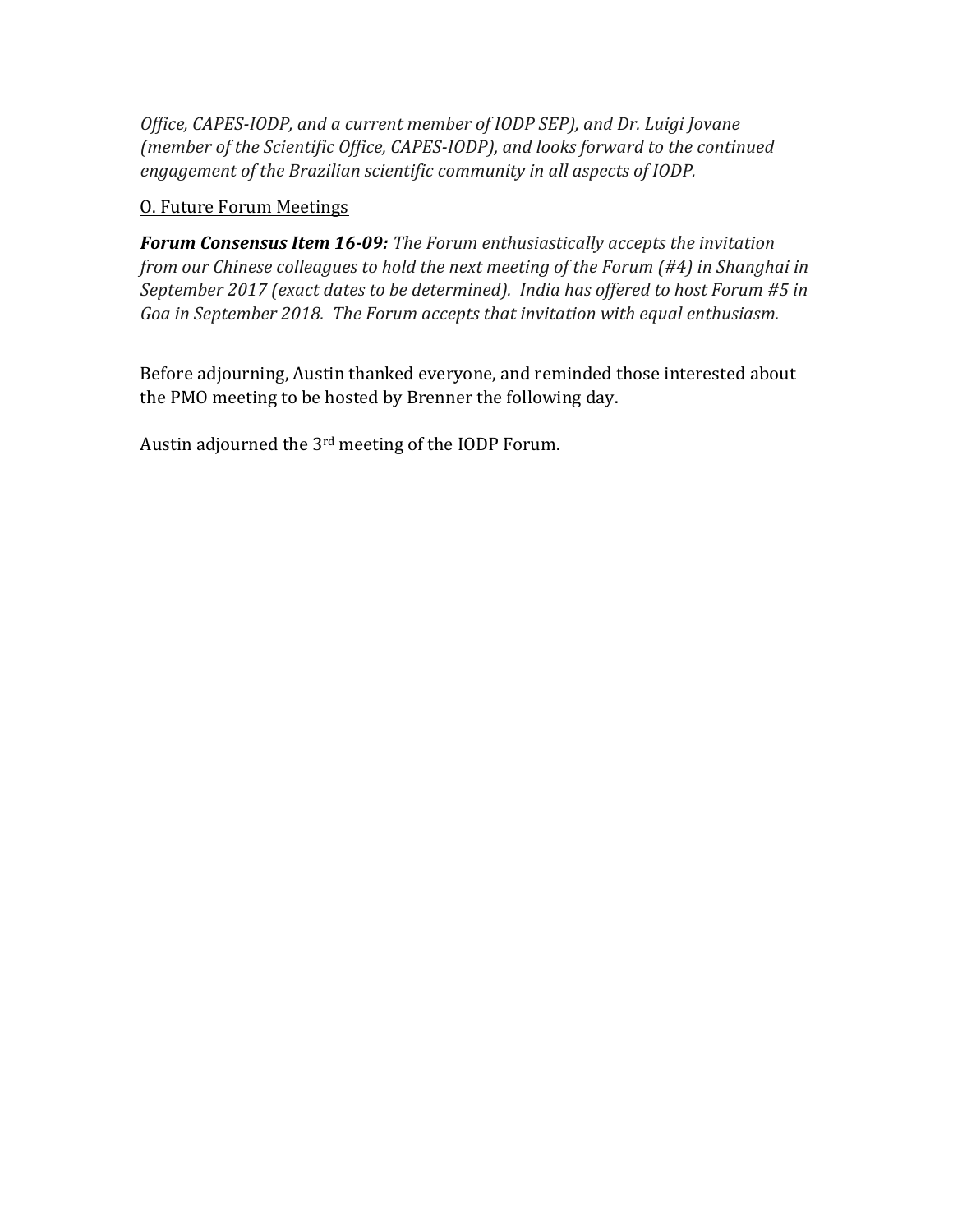*Office, CAPES-IODP, and a current member of IODP SEP), and Dr. Luigi Jovane (member of the Scientific Office, CAPES-IODP), and looks forward to the continued engagement of the Brazilian scientific community in all aspects of IODP.*

<u>O. Future Forum Meetings</u>

***Forum Consensus Item 16-09:*** *The Forum enthusiastically accepts the invitation from our Chinese colleagues to hold the next meeting of the Forum (#4) in Shanghai in September 2017 (exact dates to be determined). India has offered to host Forum #5 in Goa in September 2018. The Forum accepts that invitation with equal enthusiasm.*

Before adjourning, Austin thanked everyone, and reminded those interested about the PMO meeting to be hosted by Brenner the following day.

Austin adjourned the 3rd meeting of the IODP Forum.